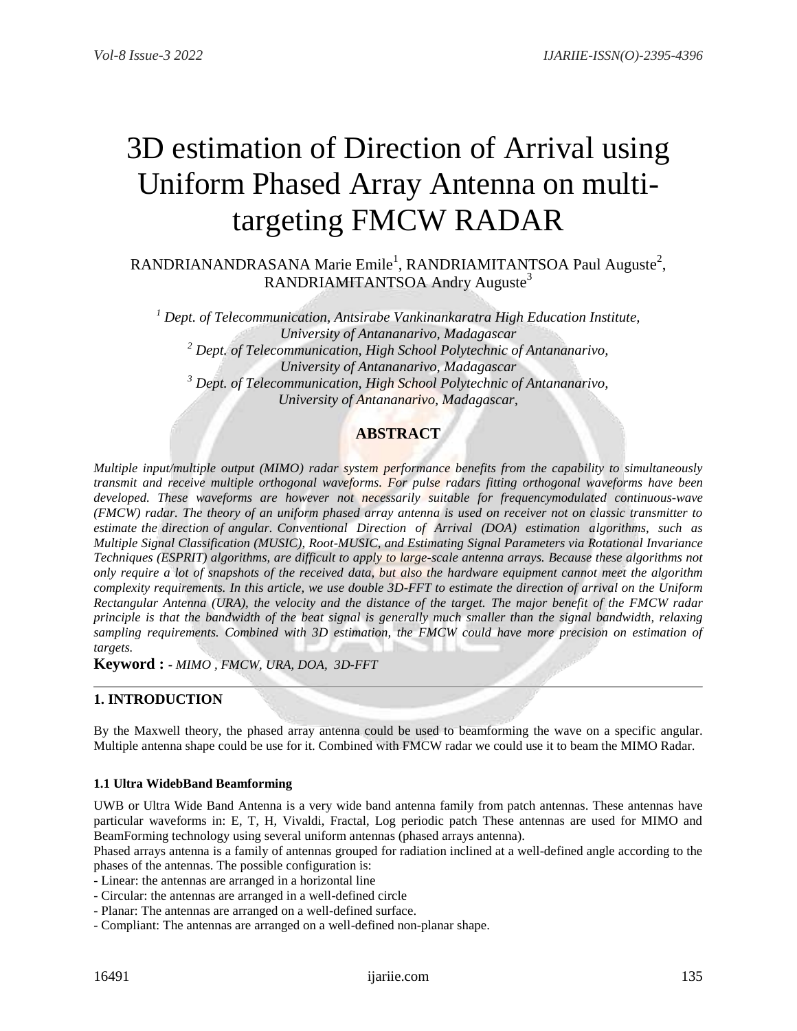# 3D estimation of Direction of Arrival using Uniform Phased Array Antenna on multi-targeting FMCW RADAR

RANDRIANANDRASANA Marie Emile[1], RANDRIAMITANTSOA Paul Auguste[2], RANDRIAMITANTSOA Andry Auguste[3]

*[1] Dept. of Telecommunication, Antsirabe Vankinankaratra High Education Institute, University of Antananarivo, Madagascar*
*[2] Dept. of Telecommunication, High School Polytechnic of Antananarivo, University of Antananarivo, Madagascar*
*[3] Dept. of Telecommunication, High School Polytechnic of Antananarivo, University of Antananarivo, Madagascar,*

## ABSTRACT

*Multiple input/multiple output (MIMO) radar system performance benefits from the capability to simultaneously transmit and receive multiple orthogonal waveforms. For pulse radars fitting orthogonal waveforms have been developed. These waveforms are however not necessarily suitable for frequencymodulated continuous-wave (FMCW) radar. The theory of an uniform phased array antenna is used on receiver not on classic transmitter to estimate the direction of angular. Conventional Direction of Arrival (DOA) estimation algorithms, such as Multiple Signal Classification (MUSIC), Root-MUSIC, and Estimating Signal Parameters via Rotational Invariance Techniques (ESPRIT) algorithms, are difficult to apply to large-scale antenna arrays. Because these algorithms not only require a lot of snapshots of the received data, but also the hardware equipment cannot meet the algorithm complexity requirements. In this article, we use double 3D-FFT to estimate the direction of arrival on the Uniform Rectangular Antenna (URA), the velocity and the distance of the target. The major benefit of the FMCW radar principle is that the bandwidth of the beat signal is generally much smaller than the signal bandwidth, relaxing sampling requirements. Combined with 3D estimation, the FMCW could have more precision on estimation of targets.*

**Keyword :** *- MIMO , FMCW, URA, DOA, 3D-FFT*

## 1. INTRODUCTION

By the Maxwell theory, the phased array antenna could be used to beamforming the wave on a specific angular. Multiple antenna shape could be use for it. Combined with FMCW radar we could use it to beam the MIMO Radar.

### 1.1 Ultra WidebBand Beamforming

UWB or Ultra Wide Band Antenna is a very wide band antenna family from patch antennas. These antennas have particular waveforms in: E, T, H, Vivaldi, Fractal, Log periodic patch These antennas are used for MIMO and BeamForming technology using several uniform antennas (phased arrays antenna).

Phased arrays antenna is a family of antennas grouped for radiation inclined at a well-defined angle according to the phases of the antennas. The possible configuration is:

- Linear: the antennas are arranged in a horizontal line
- Circular: the antennas are arranged in a well-defined circle
- Planar: The antennas are arranged on a well-defined surface.
- Compliant: The antennas are arranged on a well-defined non-planar shape.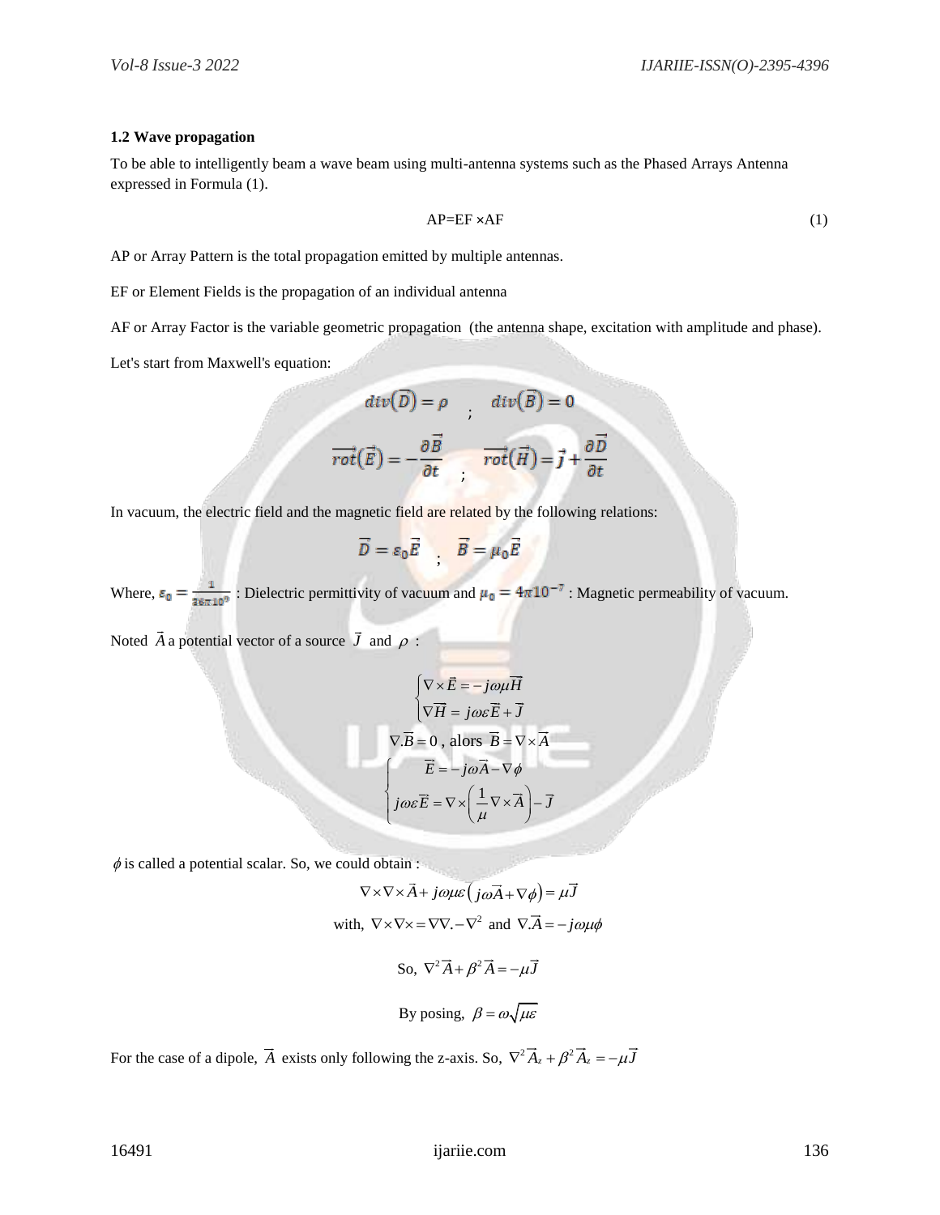### 1.2 Wave propagation

To be able to intelligently beam a wave beam using multi-antenna systems such as the Phased Arrays Antenna expressed in Formula (1).

$$AP=EF \times AF \tag{1}$$

AP or Array Pattern is the total propagation emitted by multiple antennas.

EF or Element Fields is the propagation of an individual antenna

AF or Array Factor is the variable geometric propagation  (the antenna shape, excitation with amplitude and phase).

Let's start from Maxwell's equation:

$$div(\vec{D}) = \rho \quad ; \quad div(\vec{B}) = 0$$

$$\overrightarrow{rot}(\vec{E}) = -\frac{\partial \vec{B}}{\partial t} \quad ; \quad \overrightarrow{rot}(\vec{H}) = \vec{j} + \frac{\partial \vec{D}}{\partial t}$$

In vacuum, the electric field and the magnetic field are related by the following relations:

$$\vec{D} = \varepsilon_0 \vec{E} \quad ; \quad \vec{B} = \mu_0 \vec{E}$$

Where, $\varepsilon_0 = \frac{1}{36\pi 10^9}$ : Dielectric permittivity of vacuum and $\mu_0 = 4\pi 10^{-7}$ : Magnetic permeability of vacuum.

Noted $\vec{A}$ a potential vector of a source $\vec{J}$ and $\rho$ :

$$\begin{cases} \nabla \times \vec{E} = -j\omega\mu\vec{H} \\ \nabla\vec{H} = j\omega\varepsilon\vec{E} + \vec{J} \end{cases}$$

$$\nabla.\vec{B} = 0 \text{ , alors } \vec{B} = \nabla \times \vec{A}$$

$$\begin{cases} \vec{E} = -j\omega\vec{A} - \nabla\phi \\ j\omega\varepsilon\vec{E} = \nabla \times \left(\frac{1}{\mu}\nabla \times \vec{A}\right) - \vec{J} \end{cases}$$

$\phi$ is called a potential scalar. So, we could obtain :

$$\nabla \times \nabla \times \vec{A} + j\omega\mu\varepsilon\left(j\omega\vec{A} + \nabla\phi\right) = \mu\vec{J}$$

$$\text{with, } \nabla \times \nabla \times = \nabla\nabla. - \nabla^2 \text{ and } \nabla.\vec{A} = -j\omega\mu\phi$$

$$\text{So, } \nabla^2\vec{A} + \beta^2\vec{A} = -\mu\vec{J}$$

$$\text{By posing, } \beta = \omega\sqrt{\mu\varepsilon}$$

For the case of a dipole, $\vec{A}$ exists only following the z-axis. So, $\nabla^2\vec{A}_z + \beta^2\vec{A}_z = -\mu\vec{J}$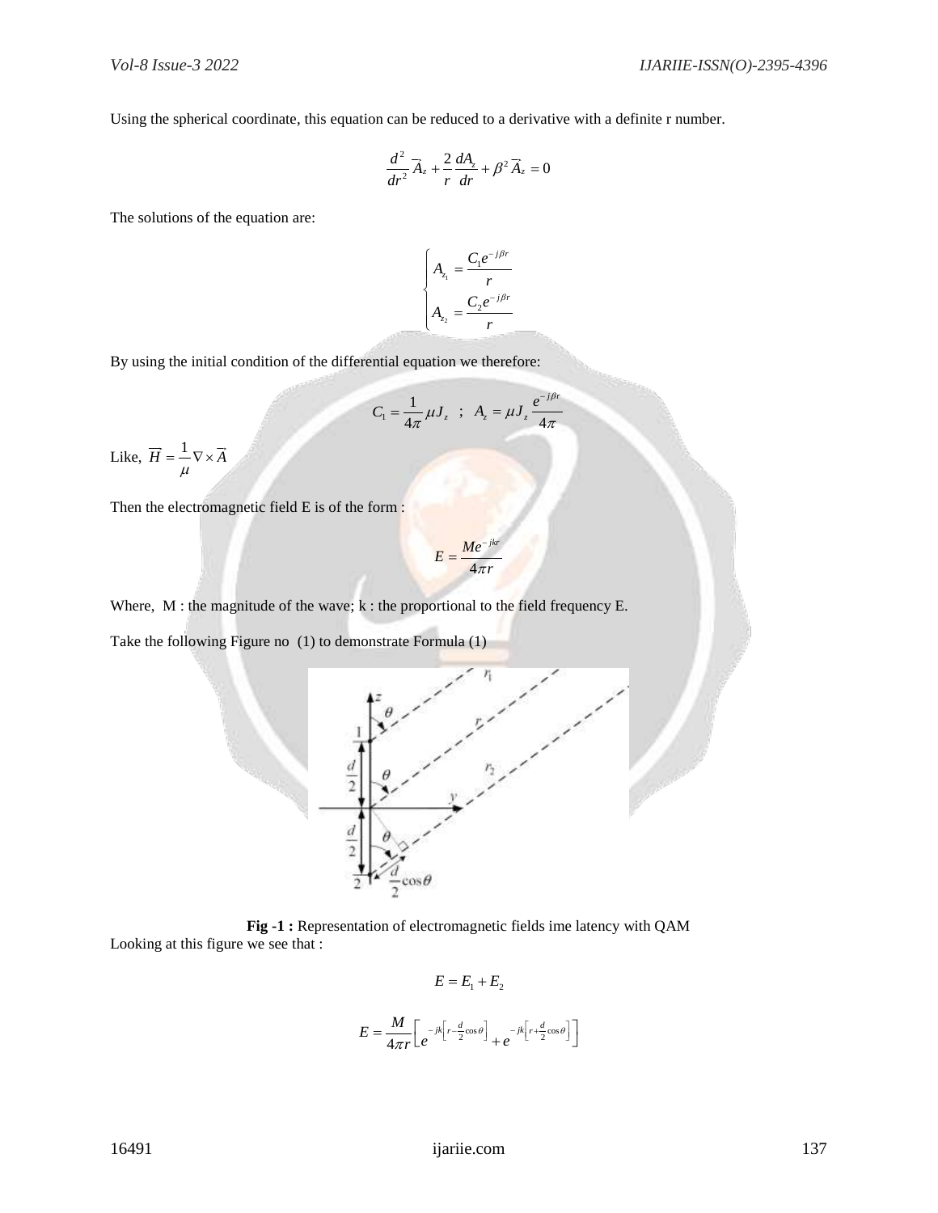Using the spherical coordinate, this equation can be reduced to a derivative with a definite r number.

$$\frac{d^2}{dr^2}\overrightarrow{A}_z + \frac{2}{r}\frac{dA_z}{dr} + \beta^2 \overrightarrow{A}_z = 0$$

The solutions of the equation are:

$$\begin{cases} A_{z_1} = \dfrac{C_1 e^{-j\beta r}}{r} \\ A_{z_2} = \dfrac{C_2 e^{-j\beta r}}{r} \end{cases}$$

By using the initial condition of the differential equation we therefore:

$$C_1 = \frac{1}{4\pi}\mu J_z \quad ; \quad A_z = \mu J_z \frac{e^{-j\beta r}}{4\pi}$$

Like, $\overline{H} = \frac{1}{\mu}\nabla \times \overline{A}$

Then the electromagnetic field E is of the form :

$$E = \frac{M e^{-jkr}}{4\pi r}$$

Where, M : the magnitude of the wave; k : the proportional to the field frequency E.

Take the following Figure no (1) to demonstrate Formula (1)

**Fig -1 :** Representation of electromagnetic fields ime latency with QAM

Looking at this figure we see that :

$$E = E_1 + E_2$$

$$E = \frac{M}{4\pi r}\left[ e^{-jk\left[r - \frac{d}{2}\cos\theta\right]} + e^{-jk\left[r + \frac{d}{2}\cos\theta\right]} \right]$$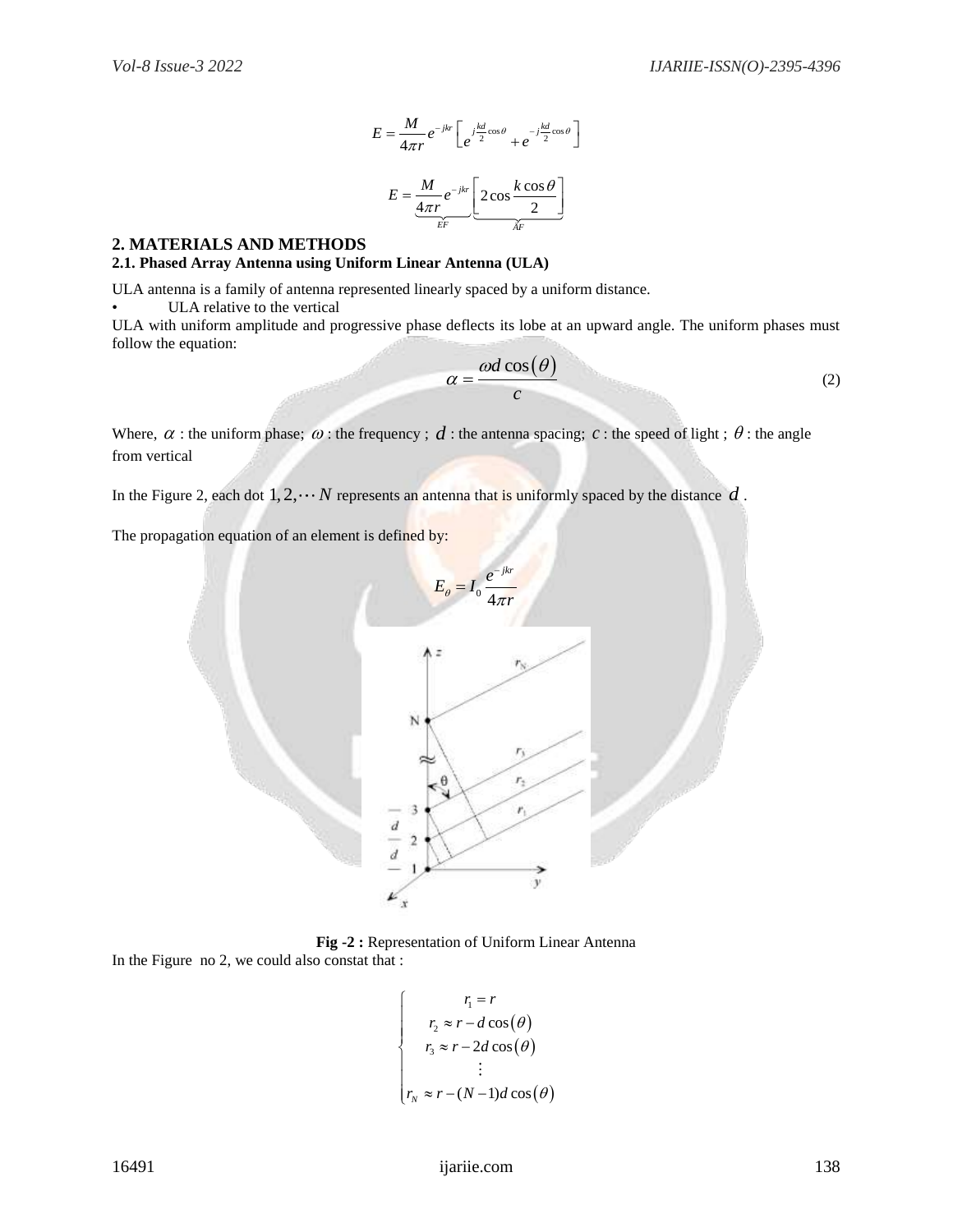$$E = \frac{M}{4\pi r} e^{-jkr} \left[ e^{j\frac{kd}{2}\cos\theta} + e^{-j\frac{kd}{2}\cos\theta} \right]$$

$$E = \underbrace{\frac{M}{4\pi r} e^{-jkr}}_{EF} \underbrace{\left[ 2\cos\frac{k\cos\theta}{2} \right]}_{AF}$$

## 2. MATERIALS AND METHODS

### 2.1. Phased Array Antenna using Uniform Linear Antenna (ULA)

ULA antenna is a family of antenna represented linearly spaced by a uniform distance.

- ULA relative to the vertical

ULA with uniform amplitude and progressive phase deflects its lobe at an upward angle. The uniform phases must follow the equation:

$$\alpha = \frac{\omega d \cos(\theta)}{c} \tag{2}$$

Where, $\alpha$ : the uniform phase; $\omega$ : the frequency ; $d$ : the antenna spacing; $c$ : the speed of light ; $\theta$ : the angle from vertical

In the Figure 2, each dot $1, 2, \cdots N$ represents an antenna that is uniformly spaced by the distance $d$ .

The propagation equation of an element is defined by:

$$E_\theta = I_0 \frac{e^{-jkr}}{4\pi r}$$

**Fig -2 :** Representation of Uniform Linear Antenna

In the Figure no 2, we could also constat that :

$$\begin{cases} r_1 = r \\ r_2 \approx r - d\cos(\theta) \\ r_3 \approx r - 2d\cos(\theta) \\ \vdots \\ r_N \approx r - (N-1)d\cos(\theta) \end{cases}$$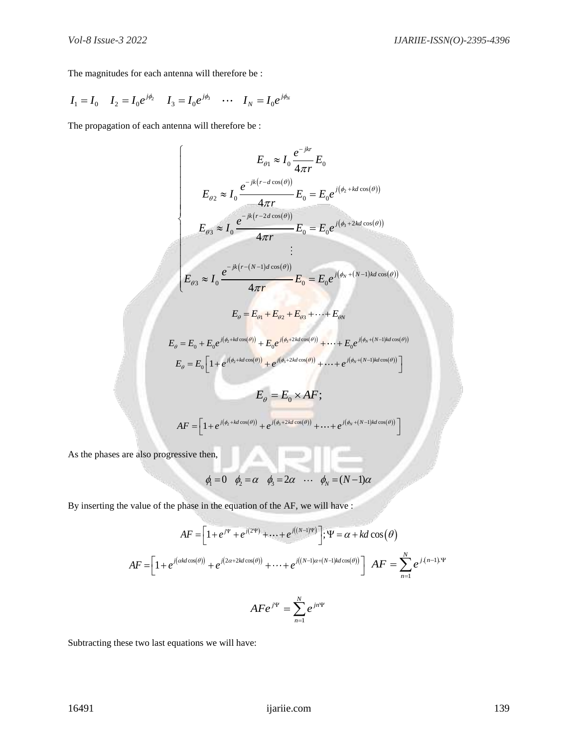The magnitudes for each antenna will therefore be :

$$I_1 = I_0 \quad I_2 = I_0 e^{j\phi_2} \quad I_3 = I_0 e^{j\phi_3} \quad \cdots \quad I_N = I_0 e^{j\phi_N}$$

The propagation of each antenna will therefore be :

$$\begin{cases} E_{\theta 1} \approx I_0 \dfrac{e^{-jkr}}{4\pi r} E_0 \\ E_{\theta 2} \approx I_0 \dfrac{e^{-jk\left(r - d\cos(\theta)\right)}}{4\pi r} E_0 = E_0 e^{j\left(\phi_2 + kd\cos(\theta)\right)} \\ E_{\theta 3} \approx I_0 \dfrac{e^{-jk\left(r - 2d\cos(\theta)\right)}}{4\pi r} E_0 = E_0 e^{j\left(\phi_3 + 2kd\cos(\theta)\right)} \\ \vdots \\ E_{\theta 3} \approx I_0 \dfrac{e^{-jk\left(r - (N-1)d\cos(\theta)\right)}}{4\pi r} E_0 = E_0 e^{j\left(\phi_N + (N-1)kd\cos(\theta)\right)} \end{cases}$$

$$E_\theta = E_{\theta 1} + E_{\theta 2} + E_{\theta 3} + \cdots + E_{\theta N}$$

$$E_\theta = E_0 + E_0 e^{j\left(\phi_2 + kd\cos(\theta)\right)} + E_0 e^{j\left(\phi_3 + 2kd\cos(\theta)\right)} + \cdots + E_0 e^{j\left(\phi_N + (N-1)kd\cos(\theta)\right)}$$

$$E_\theta = E_0 \left[1 + e^{j\left(\phi_2 + kd\cos(\theta)\right)} + e^{j\left(\phi_3 + 2kd\cos(\theta)\right)} + \cdots + e^{j\left(\phi_N + (N-1)kd\cos(\theta)\right)}\right]$$

$$E_\theta = E_0 \times AF;$$

$$AF = \left[1 + e^{j\left(\phi_2 + kd\cos(\theta)\right)} + e^{j\left(\phi_3 + 2kd\cos(\theta)\right)} + \cdots + e^{j\left(\phi_N + (N-1)kd\cos(\theta)\right)}\right]$$

As the phases are also progressive then,

$$\phi_1 = 0 \quad \phi_2 = \alpha \quad \phi_3 = 2\alpha \quad \cdots \quad \phi_N = (N-1)\alpha$$

By inserting the value of the phase in the equation of the AF, we will have :

$$AF = \left[1 + e^{j\Psi} + e^{j(2\Psi)} + \cdots + e^{j((N-1)\Psi)}\right]; \Psi = \alpha + kd\cos(\theta)$$

$$AF = \left[1 + e^{j\left(\alpha kd\cos(\theta)\right)} + e^{j\left(2\alpha + 2kd\cos(\theta)\right)} + \cdots + e^{j\left((N-1)\alpha + (N-1)kd\cos(\theta)\right)}\right] \quad AF = \sum_{n=1}^{N} e^{j.(n-1).\Psi}$$

$$AFe^{j\Psi} = \sum_{n=1}^{N} e^{jn\Psi}$$

Subtracting these two last equations we will have: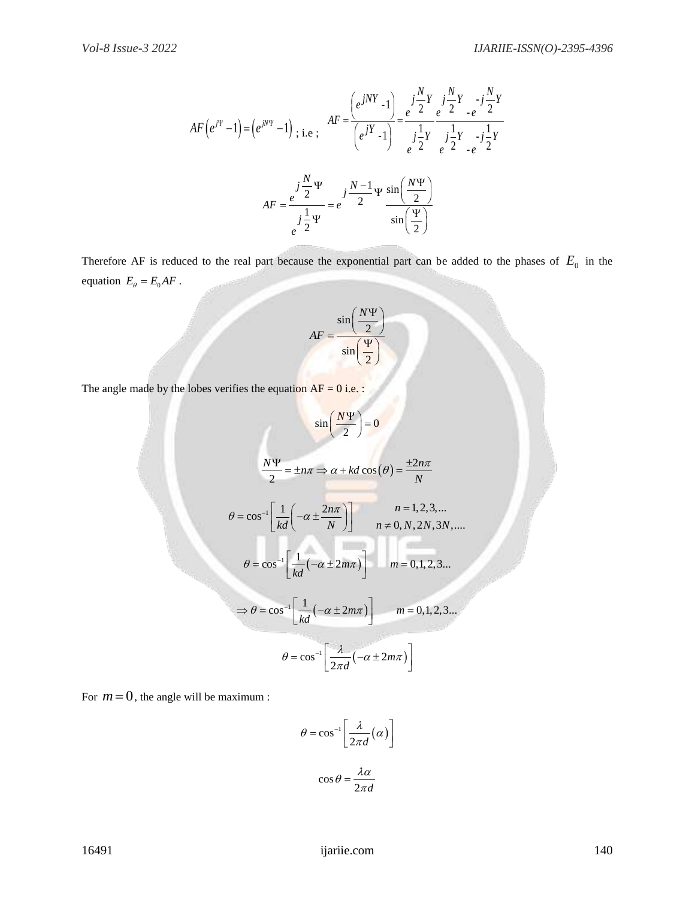$$AF\left(e^{j\Psi}-1\right)=\left(e^{jN\Psi}-1\right) \text{ ; i.e ; } \quad AF=\frac{\left(e^{jNY}-1\right)}{\left(e^{jY}-1\right)}=\frac{e^{j\frac{N}{2}Y}}{e^{j\frac{1}{2}Y}}\frac{e^{j\frac{N}{2}Y}-e^{-j\frac{N}{2}Y}}{e^{j\frac{1}{2}Y}-e^{-j\frac{1}{2}Y}}$$

$$AF=\frac{e^{j\frac{N}{2}\Psi}}{e^{j\frac{1}{2}\Psi}}=e^{j\frac{N-1}{2}\Psi}\frac{\sin\left(\frac{N\Psi}{2}\right)}{\sin\left(\frac{\Psi}{2}\right)}$$

Therefore AF is reduced to the real part because the exponential part can be added to the phases of $E_0$ in the equation $E_\theta = E_0 AF$.

$$AF=\frac{\sin\left(\frac{N\Psi}{2}\right)}{\sin\left(\frac{\Psi}{2}\right)}$$

The angle made by the lobes verifies the equation AF = 0 i.e. :

$$\sin\left(\frac{N\Psi}{2}\right)=0$$

$$\frac{N\Psi}{2}=\pm n\pi \Rightarrow \alpha + kd\cos\left(\theta\right)=\frac{\pm 2n\pi}{N}$$

$$\theta=\cos^{-1}\left[\frac{1}{kd}\left(-\alpha\pm\frac{2n\pi}{N}\right)\right] \qquad \begin{array}{l} n=1,2,3,... \\ n\neq 0,N,2N,3N,.... \end{array}$$

$$\theta=\cos^{-1}\left[\frac{1}{kd}\left(-\alpha\pm 2m\pi\right)\right] \qquad m=0,1,2,3...$$

$$\Rightarrow \theta=\cos^{-1}\left[\frac{1}{kd}\left(-\alpha\pm 2m\pi\right)\right] \qquad m=0,1,2,3...$$

$$\theta=\cos^{-1}\left[\frac{\lambda}{2\pi d}\left(-\alpha\pm 2m\pi\right)\right]$$

For $m=0$, the angle will be maximum :

$$\theta=\cos^{-1}\left[\frac{\lambda}{2\pi d}\left(\alpha\right)\right]$$

$$\cos\theta=\frac{\lambda\alpha}{2\pi d}$$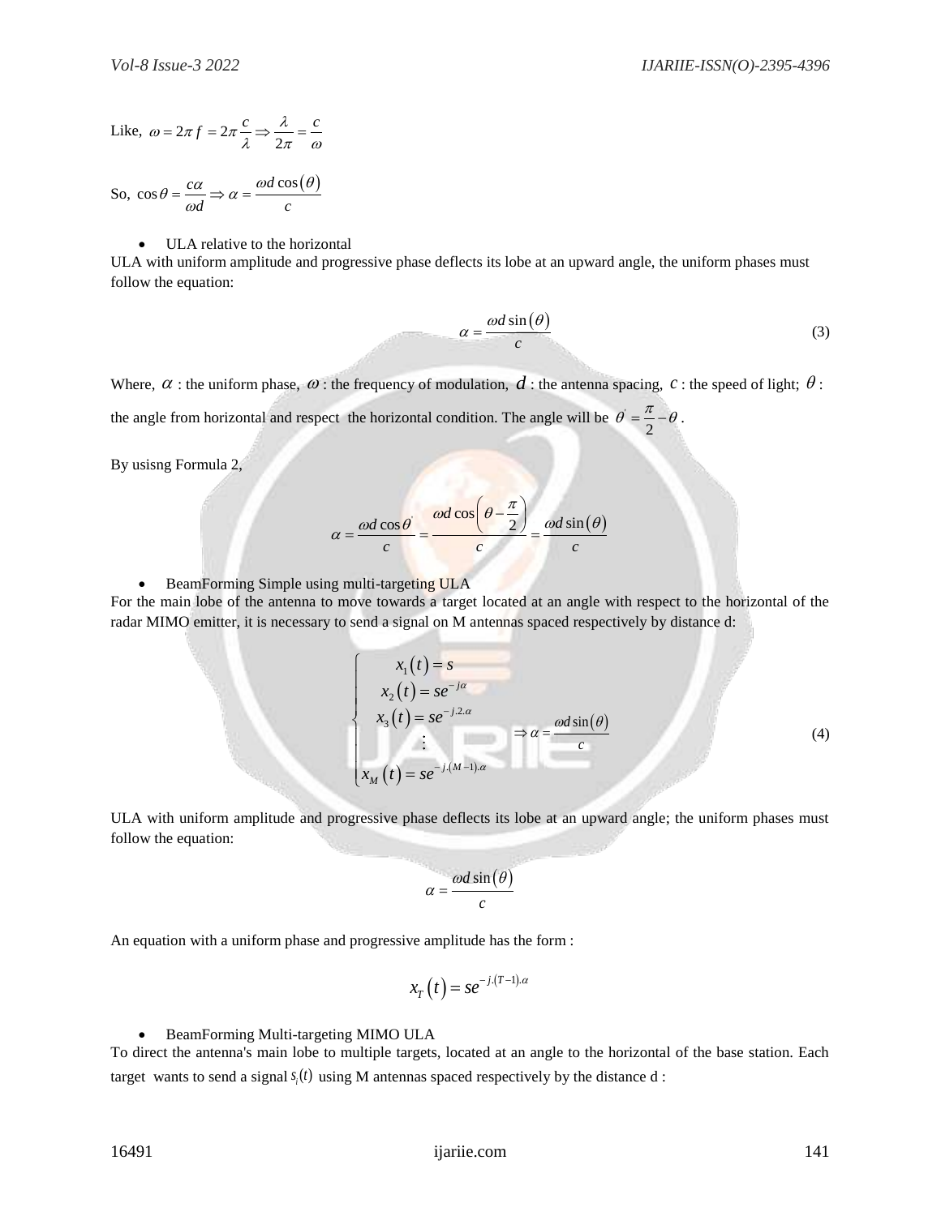Like, $\omega = 2\pi f = 2\pi \frac{c}{\lambda} \Rightarrow \frac{\lambda}{2\pi} = \frac{c}{\omega}$

So, $\cos\theta = \frac{c\alpha}{\omega d} \Rightarrow \alpha = \frac{\omega d \cos(\theta)}{c}$

- ULA relative to the horizontal

ULA with uniform amplitude and progressive phase deflects its lobe at an upward angle, the uniform phases must follow the equation:

$$\alpha = \frac{\omega d \sin(\theta)}{c} \tag{3}$$

Where, $\alpha$ : the uniform phase, $\omega$ : the frequency of modulation, $d$ : the antenna spacing, $c$ : the speed of light; $\theta$ : the angle from horizontal and respect the horizontal condition. The angle will be $\theta' = \frac{\pi}{2} - \theta$.

By usisng Formula 2,

$$\alpha = \frac{\omega d \cos\theta'}{c} = \frac{\omega d \cos\left(\theta - \frac{\pi}{2}\right)}{c} = \frac{\omega d \sin(\theta)}{c}$$

- BeamForming Simple using multi-targeting ULA

For the main lobe of the antenna to move towards a target located at an angle with respect to the horizontal of the radar MIMO emitter, it is necessary to send a signal on M antennas spaced respectively by distance d:

$$\begin{cases} x_1(t) = s \\ x_2(t) = se^{-j\alpha} \\ x_3(t) = se^{-j.2.\alpha} \\ \vdots \\ x_M(t) = se^{-j.(M-1).\alpha} \end{cases} \Rightarrow \alpha = \frac{\omega d \sin(\theta)}{c} \tag{4}$$

ULA with uniform amplitude and progressive phase deflects its lobe at an upward angle; the uniform phases must follow the equation:

$$\alpha = \frac{\omega d \sin(\theta)}{c}$$

An equation with a uniform phase and progressive amplitude has the form :

$$x_T(t) = se^{-j.(T-1).\alpha}$$

- BeamForming Multi-targeting MIMO ULA

To direct the antenna's main lobe to multiple targets, located at an angle to the horizontal of the base station. Each target wants to send a signal $s_i(t)$ using M antennas spaced respectively by the distance d :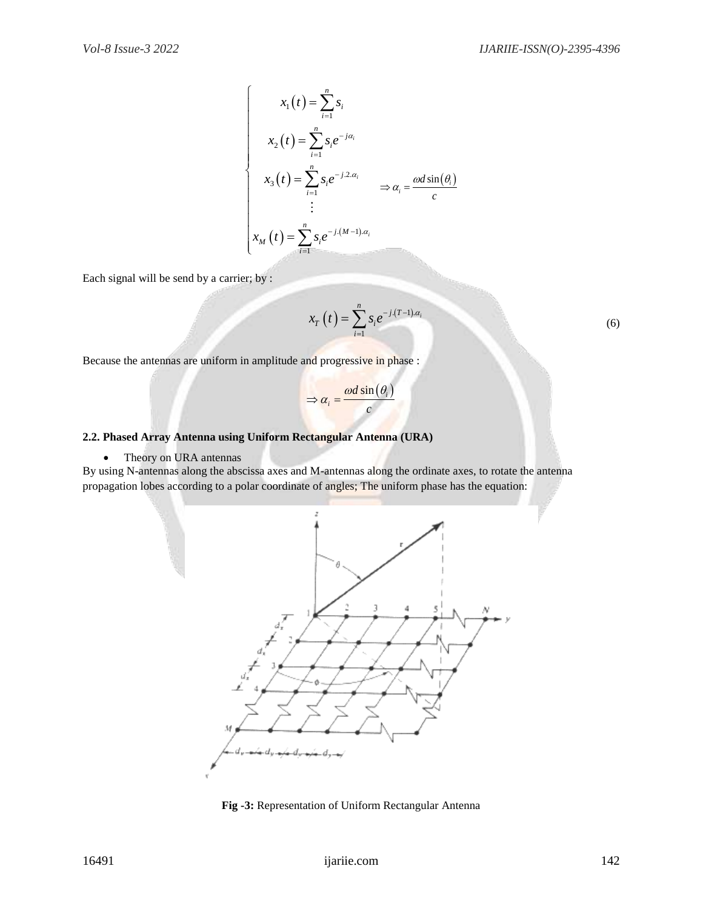$$
\begin{cases}
x_1(t) = \sum_{i=1}^{n} s_i \\
x_2(t) = \sum_{i=1}^{n} s_i e^{-j\alpha_i} \\
x_3(t) = \sum_{i=1}^{n} s_i e^{-j.2.\alpha_i} \qquad \Rightarrow \alpha_i = \dfrac{\omega d \sin(\theta_i)}{c} \\
\vdots \\
x_M(t) = \sum_{i=1}^{n} s_i e^{-j.(M-1).\alpha_i}
\end{cases}
$$

Each signal will be send by a carrier; by :

$$
x_T(t) = \sum_{i=1}^{n} s_i e^{-j.(T-1).\alpha_i} \tag{6}
$$

Because the antennas are uniform in amplitude and progressive in phase :

$$
\Rightarrow \alpha_i = \frac{\omega d \sin(\theta_i)}{c}
$$

#### 2.2. Phased Array Antenna using Uniform Rectangular Antenna (URA)

- Theory on URA antennas

By using N-antennas along the abscissa axes and M-antennas along the ordinate axes, to rotate the antenna propagation lobes according to a polar coordinate of angles; The uniform phase has the equation:

**Fig -3:** Representation of Uniform Rectangular Antenna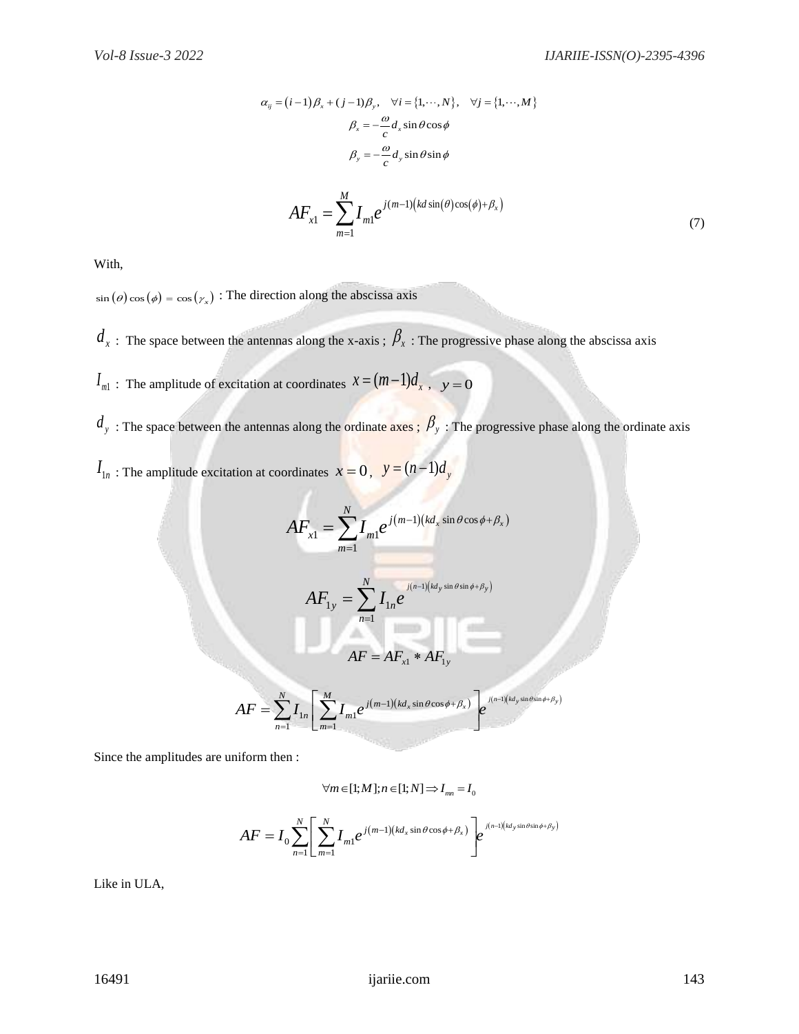$$\alpha_{ij} = (i-1)\beta_x + (j-1)\beta_y, \quad \forall i = \{1, \cdots, N\}, \quad \forall j = \{1, \cdots, M\}$$

$$\beta_x = -\frac{\omega}{c} d_x \sin\theta \cos\phi$$

$$\beta_y = -\frac{\omega}{c} d_y \sin\theta \sin\phi$$

$$AF_{x1} = \sum_{m=1}^{M} I_{m1} e^{j(m-1)\left(kd\sin(\theta)\cos(\phi)+\beta_x\right)} \tag{7}$$

With,

$\sin(\theta)\cos(\phi) = \cos(\gamma_x)$ : The direction along the abscissa axis

$d_x$ : The space between the antennas along the x-axis ; $\beta_x$ : The progressive phase along the abscissa axis

$I_{m1}$ : The amplitude of excitation at coordinates $x = (m-1)d_x$ , $y = 0$

$d_y$ : The space between the antennas along the ordinate axes ; $\beta_y$ : The progressive phase along the ordinate axis

$I_{1n}$ : The amplitude excitation at coordinates $x = 0$ , $y = (n-1)d_y$

$$AF_{x1} = \sum_{m=1}^{N} I_{m1} e^{j(m-1)\left(kd_x \sin\theta\cos\phi+\beta_x\right)}$$

$$AF_{1y} = \sum_{n=1}^{N} I_{1n} e^{j(n-1)\left(kd_y \sin\theta\sin\phi+\beta_y\right)}$$

$$AF = AF_{x1} * AF_{1y}$$

$$AF = \sum_{n=1}^{N} I_{1n} \left[\sum_{m=1}^{M} I_{m1} e^{j(m-1)\left(kd_x \sin\theta\cos\phi+\beta_x\right)}\right] e^{j(n-1)\left(kd_y \sin\theta\sin\phi+\beta_y\right)}$$

Since the amplitudes are uniform then :

$$\forall m \in [1; M]; n \in [1; N] \Rightarrow I_{mn} = I_0$$

$$AF = I_0 \sum_{n=1}^{N} \left[\sum_{m=1}^{N} I_{m1} e^{j(m-1)\left(kd_x \sin\theta\cos\phi+\beta_x\right)}\right] e^{j(n-1)\left(kd_y \sin\theta\sin\phi+\beta_y\right)}$$

Like in ULA,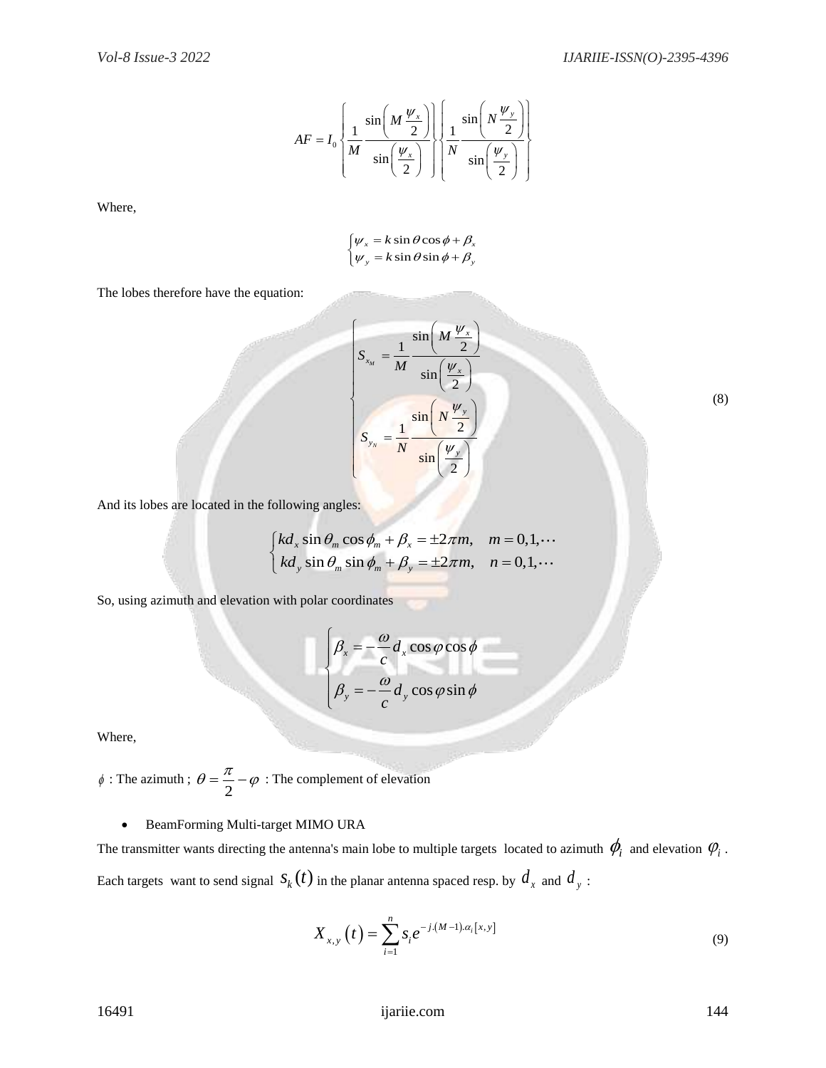$$AF = I_0 \left\{ \frac{1}{M} \frac{\sin\left( M \frac{\psi_x}{2} \right)}{\sin\left( \frac{\psi_x}{2} \right)} \right\} \left\{ \frac{1}{N} \frac{\sin\left( N \frac{\psi_y}{2} \right)}{\sin\left( \frac{\psi_y}{2} \right)} \right\}$$

Where,

$$\begin{cases} \psi_x = k \sin\theta \cos\phi + \beta_x \\ \psi_y = k \sin\theta \sin\phi + \beta_y \end{cases}$$

The lobes therefore have the equation:

$$\begin{cases} S_{x_M} = \dfrac{1}{M} \dfrac{\sin\left( M \frac{\psi_x}{2} \right)}{\sin\left( \frac{\psi_x}{2} \right)} \\ S_{y_N} = \dfrac{1}{N} \dfrac{\sin\left( N \frac{\psi_y}{2} \right)}{\sin\left( \frac{\psi_y}{2} \right)} \end{cases} \tag{8}$$

And its lobes are located in the following angles:

$$\begin{cases} kd_x \sin\theta_m \cos\phi_m + \beta_x = \pm 2\pi m, \quad m = 0,1,\cdots \\ kd_y \sin\theta_m \sin\phi_m + \beta_y = \pm 2\pi m, \quad n = 0,1,\cdots \end{cases}$$

So, using azimuth and elevation with polar coordinates

$$\begin{cases} \beta_x = -\dfrac{\omega}{c} d_x \cos\varphi \cos\phi \\ \beta_y = -\dfrac{\omega}{c} d_y \cos\varphi \sin\phi \end{cases}$$

Where,

$\phi$ : The azimuth ; $\theta = \frac{\pi}{2} - \varphi$ : The complement of elevation

- BeamForming Multi-target MIMO URA

The transmitter wants directing the antenna's main lobe to multiple targets located to azimuth $\phi_i$ and elevation $\varphi_i$. Each targets want to send signal $s_k(t)$ in the planar antenna spaced resp. by $d_x$ and $d_y$ :

$$X_{x,y}(t) = \sum_{i=1}^{n} s_i e^{-j.(M-1).\alpha_i[x,y]} \tag{9}$$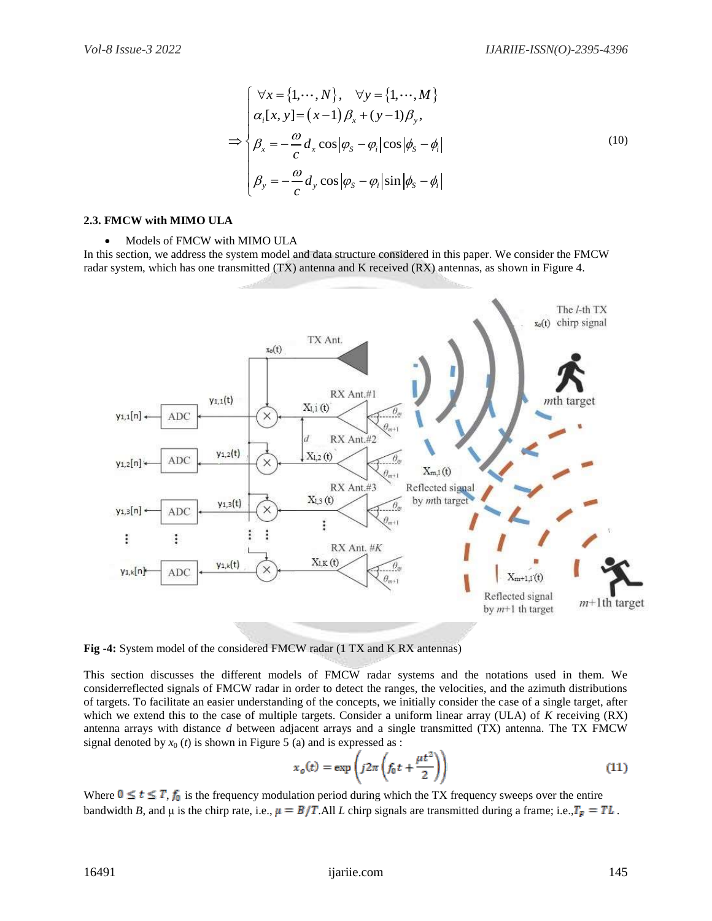$$
\Rightarrow \begin{cases} \forall x = \{1, \cdots, N\}, \quad \forall y = \{1, \cdots, M\} \\ \alpha_i[x, y] = (x-1)\beta_x + (y-1)\beta_y, \\ \beta_x = -\frac{\omega}{c} d_x \cos|\varphi_S - \varphi_i| \cos|\phi_S - \phi_i| \\ \beta_y = -\frac{\omega}{c} d_y \cos|\varphi_S - \varphi_i| \sin|\phi_S - \phi_i| \end{cases} \tag{10}
$$

### 2.3. FMCW with MIMO ULA

- Models of FMCW with MIMO ULA

In this section, we address the system model and data structure considered in this paper. We consider the FMCW radar system, which has one transmitted (TX) antenna and K received (RX) antennas, as shown in Figure 4.

**Fig -4:** System model of the considered FMCW radar (1 TX and K RX antennas)

This section discusses the different models of FMCW radar systems and the notations used in them. We considerreflected signals of FMCW radar in order to detect the ranges, the velocities, and the azimuth distributions of targets. To facilitate an easier understanding of the concepts, we initially consider the case of a single target, after which we extend this to the case of multiple targets. Consider a uniform linear array (ULA) of $K$ receiving (RX) antenna arrays with distance $d$ between adjacent arrays and a single transmitted (TX) antenna. The TX FMCW signal denoted by $x_0(t)$ is shown in Figure 5 (a) and is expressed as :

$$
x_o(t) = \exp\left(j2\pi\left(f_0 t + \frac{\mu t^2}{2}\right)\right) \tag{11}
$$

Where $0 \leq t \leq T$, $f_0$ is the frequency modulation period during which the TX frequency sweeps over the entire bandwidth $B$, and μ is the chirp rate, i.e., $\mu = B/T$.All $L$ chirp signals are transmitted during a frame; i.e.,$T_F = TL$.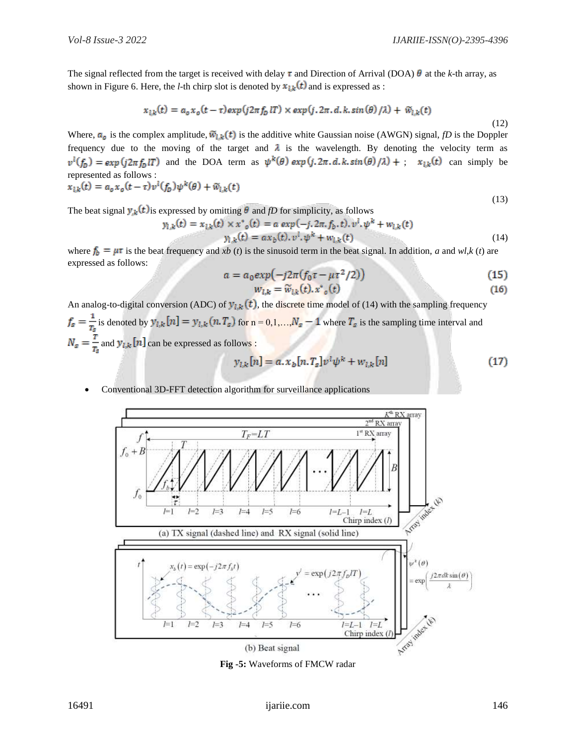The signal reflected from the target is received with delay $\tau$ and Direction of Arrival (DOA) $\theta$ at the *k*-th array, as shown in Figure 6. Here, the *l*-th chirp slot is denoted by $x_{l,k}(t)$ and is expressed as :

$$x_{l,k}(t) = a_o x_o(t-\tau) exp(j2\pi f_D lT) \times exp(j.2\pi.d.k.sin(\theta)/\lambda) + \tilde{w}_{l,k}(t) \tag{12}$$

Where, $a_o$ is the complex amplitude, $\tilde{w}_{l,k}(t)$ is the additive white Gaussian noise (AWGN) signal, *fD* is the Doppler frequency due to the moving of the target and $\lambda$ is the wavelength. By denoting the velocity term as $v^l(f_D) = exp(j2\pi f_D lT)$ and the DOA term as $\psi^k(\theta)\ exp(j.2\pi.d.k.sin(\theta)/\lambda) +$ ; $x_{l,k}(t)$ can simply be represented as follows :

$$x_{l,k}(t) = a_o x_o(t-\tau) v^l(f_D) \psi^k(\theta) + \tilde{w}_{l,k}(t) \tag{13}$$

The beat signal $y_{,k}(t)$ is expressed by omitting $\theta$ and *fD* for simplicity, as follows

$$y_{l,k}(t) = x_{l,k}(t) \times x^*_o(t) = a\ exp(-j.2\pi.f_b.t).v^l.\psi^k + w_{l,k}(t)$$

$$y_{l,k}(t) = a x_b(t).v^l.\psi^k + w_{l,k}(t) \tag{14}$$

where $f_b = \mu\tau$ is the beat frequency and *xb* (*t*) is the sinusoid term in the beat signal. In addition, *a* and *wl,k* (*t*) are expressed as follows:

$$a = a_0 exp(-j2\pi(f_0\tau - \mu\tau^2/2)) \tag{15}$$

$$w_{l,k} = \tilde{w}_{lk}(t).x^*_o(t) \tag{16}$$

An analog-to-digital conversion (ADC) of $y_{l,k}(t)$, the discrete time model of (14) with the sampling frequency $f_s = \frac{1}{T_s}$ is denoted by $y_{l,k}[n] = y_{l,k}(n.T_s)$ for n = 0,1,…,$N_s - 1$ where $T_s$ is the sampling time interval and $N_s = \frac{T}{T_s}$ and $y_{l,k}[n]$ can be expressed as follows :

$$y_{l,k}[n] = a.x_b[n.T_s]v^l\psi^k + w_{l,k}[n] \tag{17}$$

- Conventional 3D-FFT detection algorithm for surveillance applications

**Fig -5:** Waveforms of FMCW radar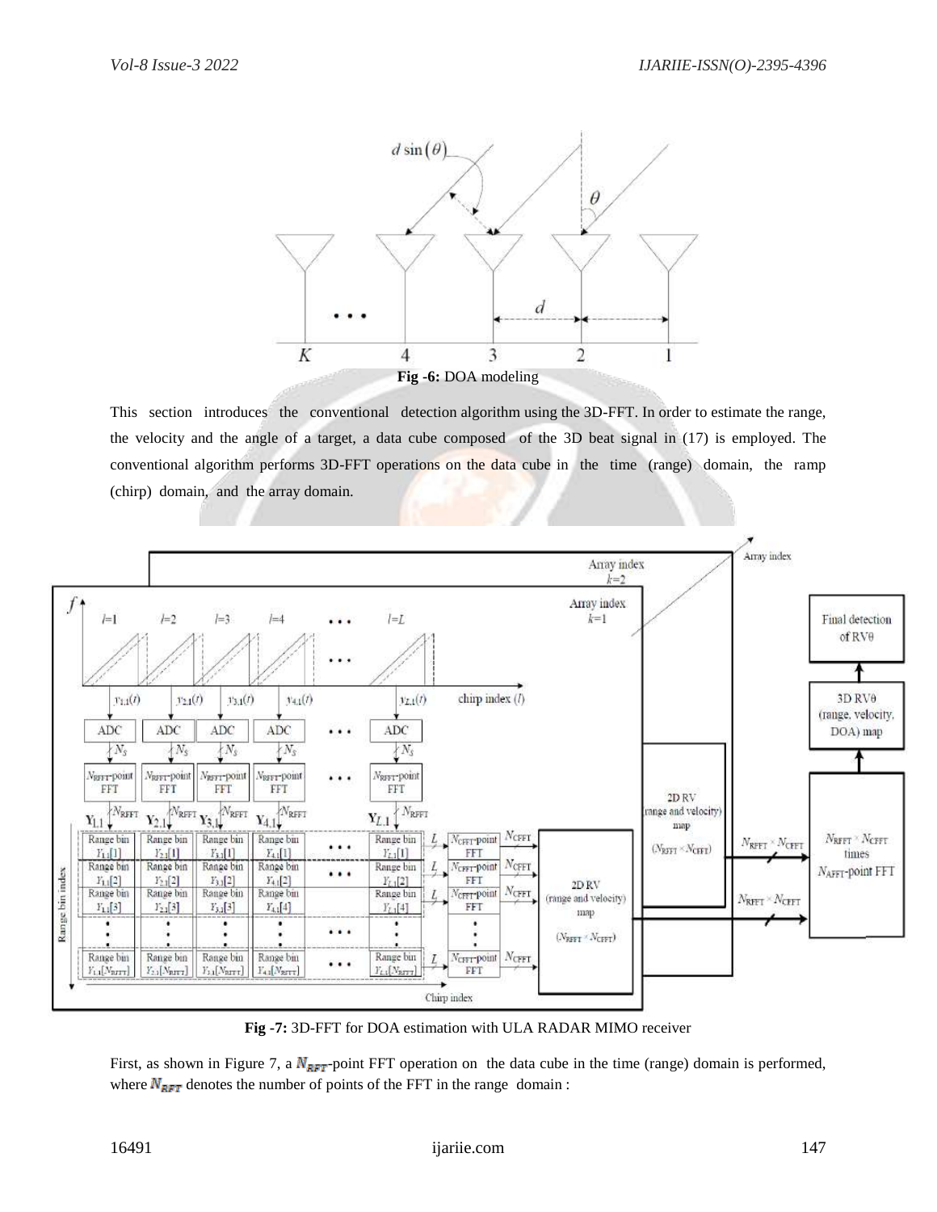Fig -6: DOA modeling

This section introduces the conventional detection algorithm using the 3D-FFT. In order to estimate the range, the velocity and the angle of a target, a data cube composed of the 3D beat signal in (17) is employed. The conventional algorithm performs 3D-FFT operations on the data cube in the time (range) domain, the ramp (chirp) domain, and the array domain.

Fig -7: 3D-FFT for DOA estimation with ULA RADAR MIMO receiver

First, as shown in Figure 7, a $N_{RFT}$-point FFT operation on the data cube in the time (range) domain is performed, where $N_{RFT}$ denotes the number of points of the FFT in the range domain :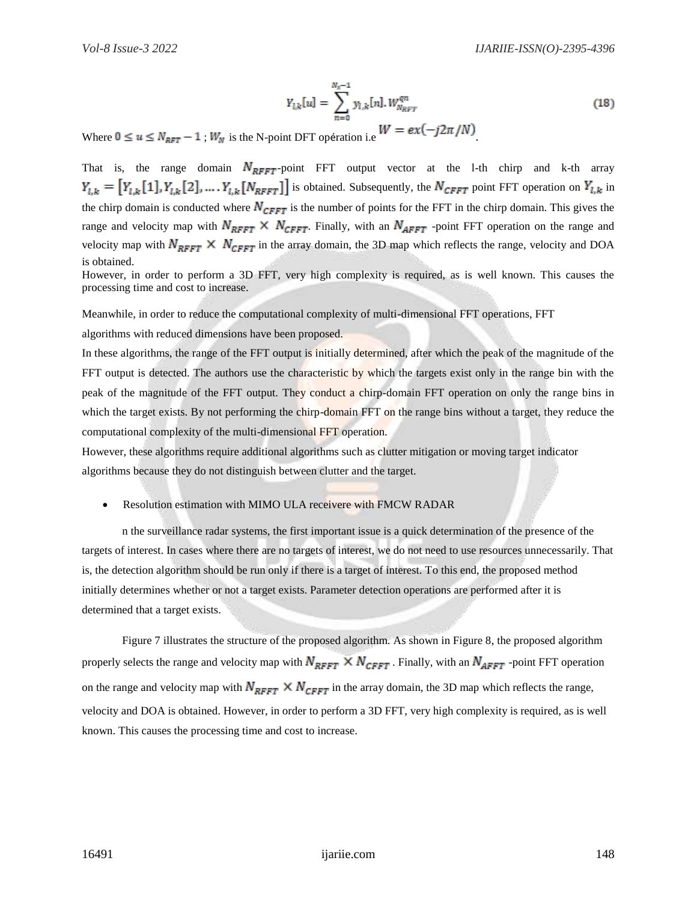$$Y_{l,k}[u] = \sum_{n=0}^{N_s-1} y_{l,k}[n].\, W_{N_{RFT}}^{qn} \tag{18}$$

Where $0 \leq u \leq N_{RFT} - 1$ ; $W_N$ is the N-point DFT opération i.e $W = ex(-j2\pi/N)$.

That is, the range domain $N_{RFFT}$-point FFT output vector at the l-th chirp and k-th array $Y_{l,k} = [Y_{l,k}[1], Y_{l,k}[2], \ldots . Y_{l,k}[N_{RFFT}]]$ is obtained. Subsequently, the $N_{CFFT}$ point FFT operation on $Y_{l,k}$ in the chirp domain is conducted where $N_{CFFT}$ is the number of points for the FFT in the chirp domain. This gives the range and velocity map with $N_{RFFT} \times N_{CFFT}$. Finally, with an $N_{AFFT}$ -point FFT operation on the range and velocity map with $N_{RFFT} \times N_{CFFT}$ in the array domain, the 3D map which reflects the range, velocity and DOA is obtained.

However, in order to perform a 3D FFT, very high complexity is required, as is well known. This causes the processing time and cost to increase.

Meanwhile, in order to reduce the computational complexity of multi-dimensional FFT operations, FFT algorithms with reduced dimensions have been proposed.

In these algorithms, the range of the FFT output is initially determined, after which the peak of the magnitude of the FFT output is detected. The authors use the characteristic by which the targets exist only in the range bin with the peak of the magnitude of the FFT output. They conduct a chirp-domain FFT operation on only the range bins in which the target exists. By not performing the chirp-domain FFT on the range bins without a target, they reduce the computational complexity of the multi-dimensional FFT operation.

However, these algorithms require additional algorithms such as clutter mitigation or moving target indicator algorithms because they do not distinguish between clutter and the target.

- Resolution estimation with MIMO ULA receivere with FMCW RADAR

n the surveillance radar systems, the first important issue is a quick determination of the presence of the targets of interest. In cases where there are no targets of interest, we do not need to use resources unnecessarily. That is, the detection algorithm should be run only if there is a target of interest. To this end, the proposed method initially determines whether or not a target exists. Parameter detection operations are performed after it is determined that a target exists.

Figure 7 illustrates the structure of the proposed algorithm. As shown in Figure 8, the proposed algorithm properly selects the range and velocity map with $N_{RFFT} \times N_{CFFT}$ . Finally, with an $N_{AFFT}$ -point FFT operation on the range and velocity map with $N_{RFFT} \times N_{CFFT}$ in the array domain, the 3D map which reflects the range, velocity and DOA is obtained. However, in order to perform a 3D FFT, very high complexity is required, as is well known. This causes the processing time and cost to increase.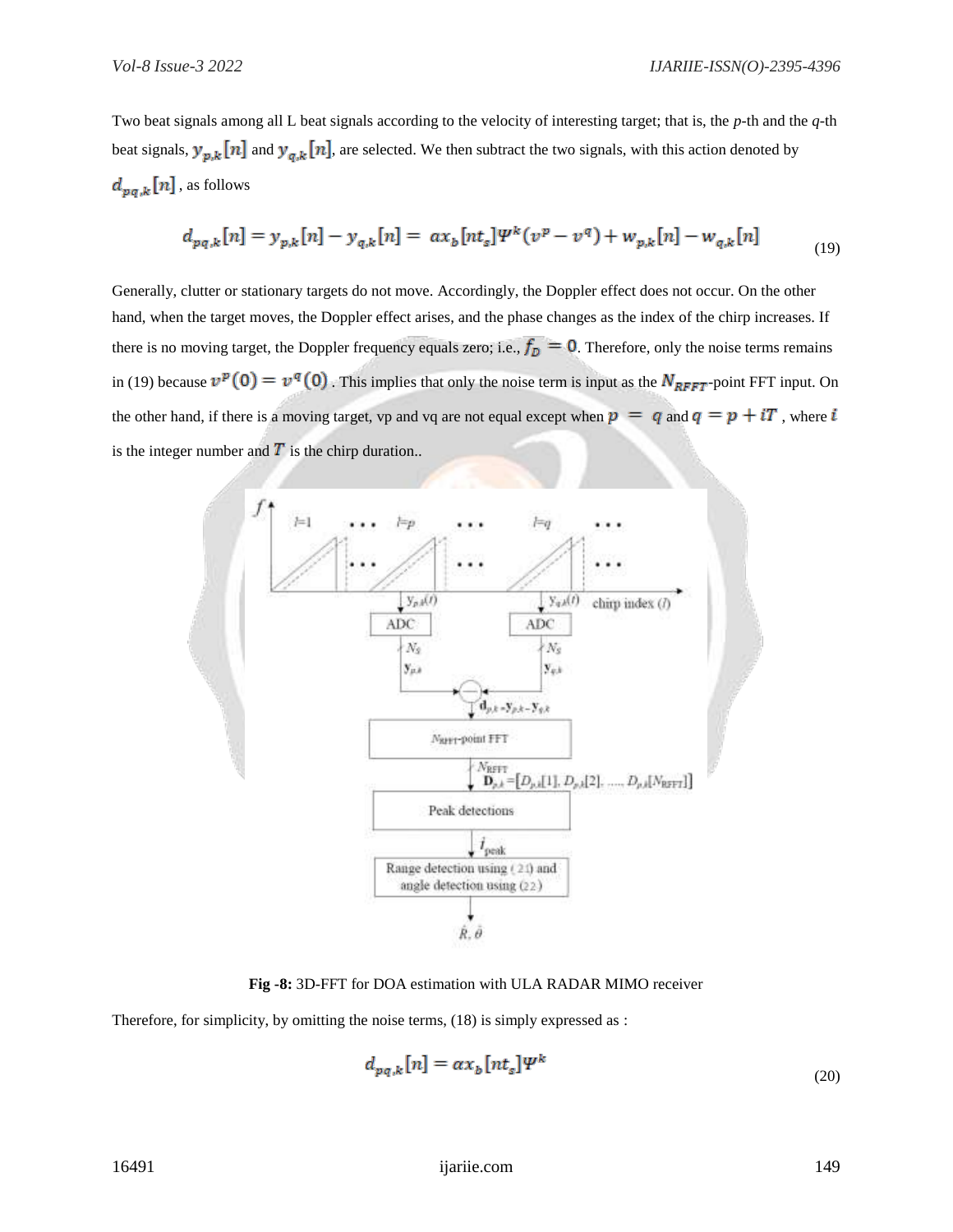Two beat signals among all L beat signals according to the velocity of interesting target; that is, the *p*-th and the *q*-th beat signals, $y_{p,k}[n]$ and $y_{q,k}[n]$, are selected. We then subtract the two signals, with this action denoted by $d_{pq,k}[n]$ , as follows

$$d_{pq,k}[n] = y_{p,k}[n] - y_{q,k}[n] = \alpha x_b[nt_s]\Psi^k(v^p - v^q) + w_{p,k}[n] - w_{q,k}[n] \tag{19}$$

Generally, clutter or stationary targets do not move. Accordingly, the Doppler effect does not occur. On the other hand, when the target moves, the Doppler effect arises, and the phase changes as the index of the chirp increases. If there is no moving target, the Doppler frequency equals zero; i.e., $f_D = 0$. Therefore, only the noise terms remains in (19) because $v^p(0) = v^q(0)$ . This implies that only the noise term is input as the $N_{RFFT}$-point FFT input. On the other hand, if there is a moving target, vp and vq are not equal except when $p = q$ and $q = p + iT$ , where $i$ is the integer number and $T$ is the chirp duration..

**Fig -8:** 3D-FFT for DOA estimation with ULA RADAR MIMO receiver

Therefore, for simplicity, by omitting the noise terms, (18) is simply expressed as :

$$d_{pq,k}[n] = \alpha x_b[nt_s]\Psi^k \tag{20}$$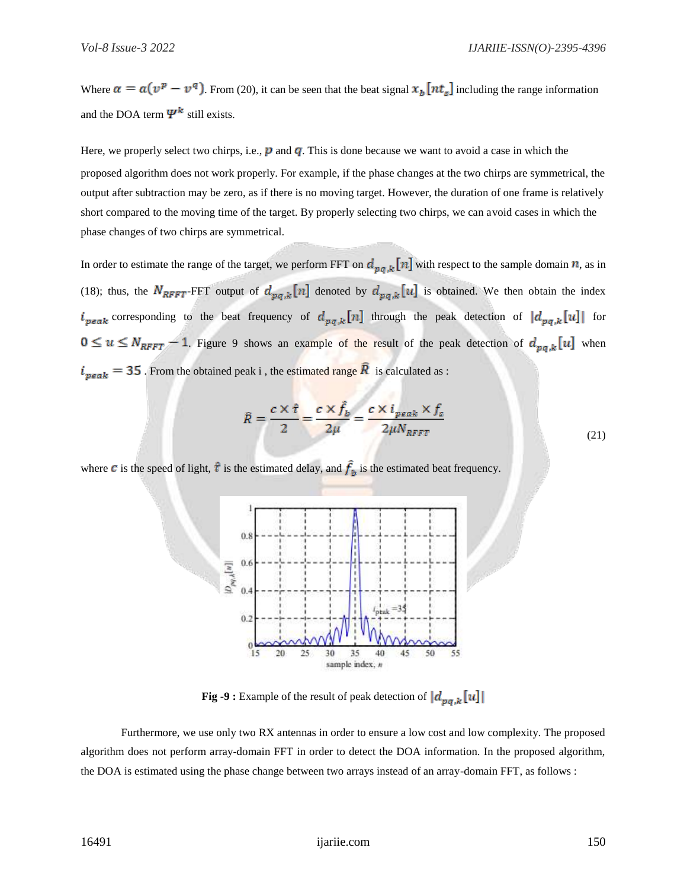Where $\alpha = a(v^p - v^q)$. From (20), it can be seen that the beat signal $x_b[nt_s]$ including the range information and the DOA term $\Psi^k$ still exists.

Here, we properly select two chirps, i.e., $p$ and $q$. This is done because we want to avoid a case in which the proposed algorithm does not work properly. For example, if the phase changes at the two chirps are symmetrical, the output after subtraction may be zero, as if there is no moving target. However, the duration of one frame is relatively short compared to the moving time of the target. By properly selecting two chirps, we can avoid cases in which the phase changes of two chirps are symmetrical.

In order to estimate the range of the target, we perform FFT on $d_{pq,k}[n]$ with respect to the sample domain $n$, as in (18); thus, the $N_{RFFT}$-FFT output of $d_{pq,k}[n]$ denoted by $d_{pq,k}[u]$ is obtained. We then obtain the index $i_{peak}$ corresponding to the beat frequency of $d_{pq,k}[n]$ through the peak detection of $|d_{pq,k}[u]|$ for $0 \leq u \leq N_{RFFT} - 1$. Figure 9 shows an example of the result of the peak detection of $d_{pq,k}[u]$ when $i_{peak} = 35$ . From the obtained peak i , the estimated range $\hat{R}$ is calculated as :

$$\hat{R} = \frac{c \times \hat{\tau}}{2} = \frac{c \times \hat{f}_b}{2\mu} = \frac{c \times i_{peak} \times f_s}{2\mu N_{RFFT}} \tag{21}$$

where $c$ is the speed of light, $\hat{\tau}$ is the estimated delay, and $\hat{f}_b$ is the estimated beat frequency.

**Fig -9 :** Example of the result of peak detection of $|d_{pq,k}[u]|$

Furthermore, we use only two RX antennas in order to ensure a low cost and low complexity. The proposed algorithm does not perform array-domain FFT in order to detect the DOA information. In the proposed algorithm, the DOA is estimated using the phase change between two arrays instead of an array-domain FFT, as follows :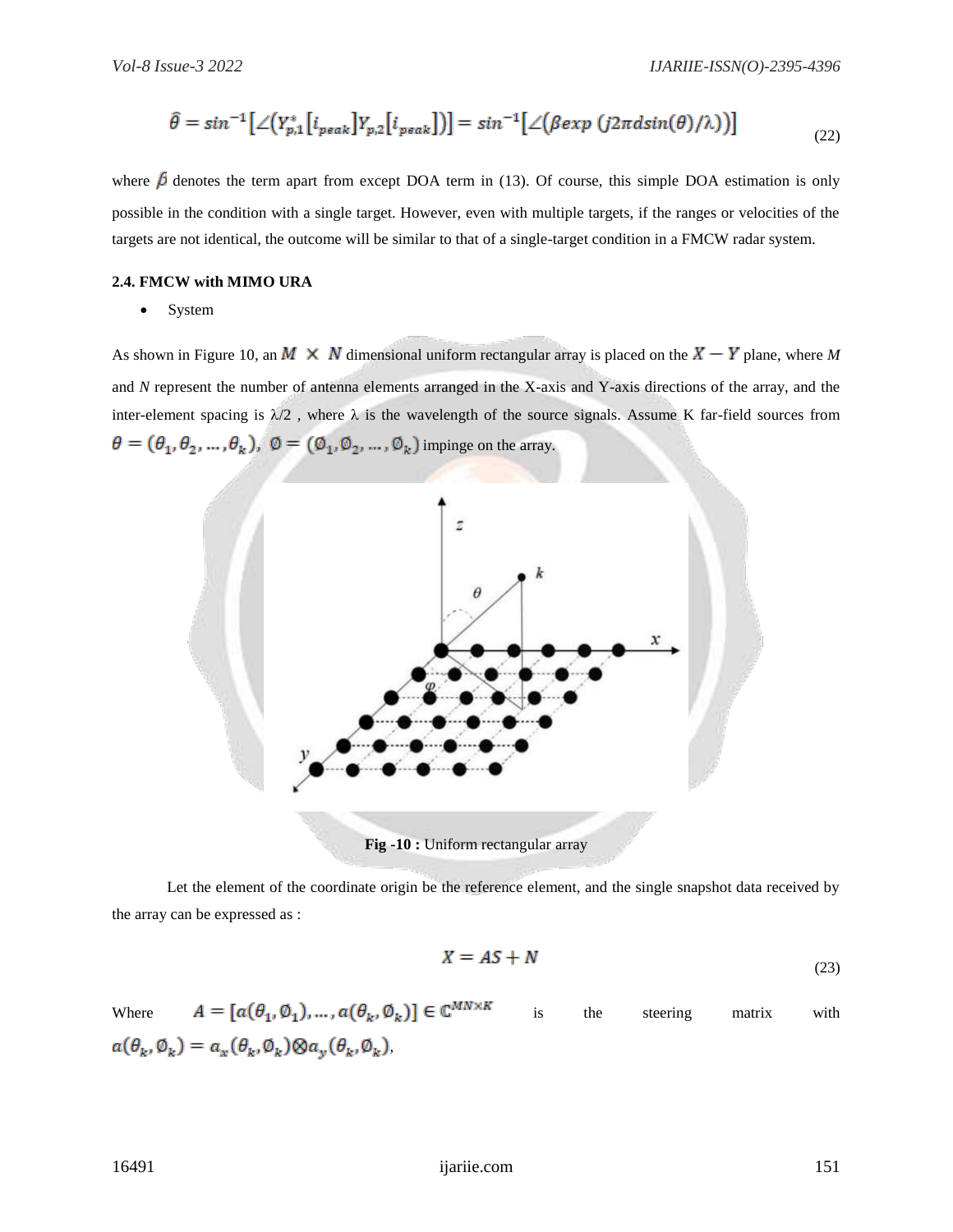$$\hat{\theta} = sin^{-1}[\angle(Y_{p,1}^{*}[i_{peak}]Y_{p,2}[i_{peak}])] = sin^{-1}[\angle(\beta exp\ (j2\pi d sin(\theta)/\lambda))] \tag{22}$$

where $\beta$ denotes the term apart from except DOA term in (13). Of course, this simple DOA estimation is only possible in the condition with a single target. However, even with multiple targets, if the ranges or velocities of the targets are not identical, the outcome will be similar to that of a single-target condition in a FMCW radar system.

### 2.4. FMCW with MIMO URA

- System

As shown in Figure 10, an $M \times N$ dimensional uniform rectangular array is placed on the $X - Y$ plane, where *M* and *N* represent the number of antenna elements arranged in the X-axis and Y-axis directions of the array, and the inter-element spacing is λ/2 , where λ is the wavelength of the source signals. Assume K far-field sources from $\theta = (\theta_1, \theta_2, \dots, \theta_k)$, $\emptyset = (\emptyset_1, \emptyset_2, \dots, \emptyset_k)$ impinge on the array.

**Fig -10 :** Uniform rectangular array

Let the element of the coordinate origin be the reference element, and the single snapshot data received by the array can be expressed as :

$$X = AS + N \tag{23}$$

Where $A = [a(\theta_1, \emptyset_1), \dots, a(\theta_k, \emptyset_k)] \in \mathbb{C}^{MN \times K}$ is the steering matrix with $a(\theta_k, \emptyset_k) = a_x(\theta_k, \emptyset_k) \otimes a_y(\theta_k, \emptyset_k)$,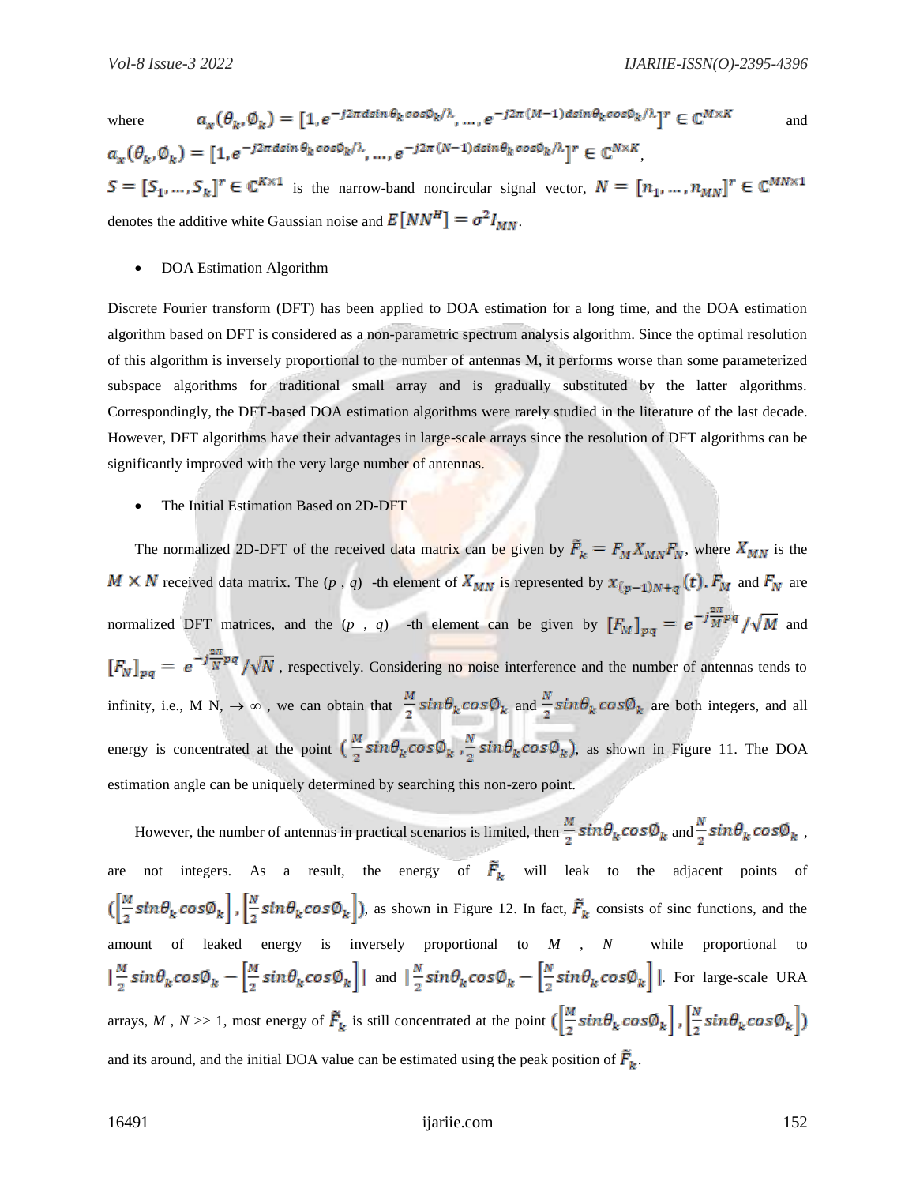where $a_x(\theta_k, \emptyset_k) = [1, e^{-j2\pi d \sin\theta_k \cos\emptyset_k/\lambda}, \ldots, e^{-j2\pi(M-1)d\sin\theta_k\cos\emptyset_k/\lambda}]^T \in \mathbb{C}^{M\times K}$ and $a_x(\theta_k, \emptyset_k) = [1, e^{-j2\pi d \sin\theta_k \cos\emptyset_k/\lambda}, \ldots, e^{-j2\pi(N-1)d\sin\theta_k\cos\emptyset_k/\lambda}]^T \in \mathbb{C}^{N\times K}$,

$S = [S_1, \ldots, S_k]^T \in \mathbb{C}^{K\times 1}$ is the narrow-band noncircular signal vector, $N = [n_1, \ldots, n_{MN}]^T \in \mathbb{C}^{MN\times 1}$ denotes the additive white Gaussian noise and $E[NN^H] = \sigma^2 I_{MN}$.

- DOA Estimation Algorithm

Discrete Fourier transform (DFT) has been applied to DOA estimation for a long time, and the DOA estimation algorithm based on DFT is considered as a non-parametric spectrum analysis algorithm. Since the optimal resolution of this algorithm is inversely proportional to the number of antennas M, it performs worse than some parameterized subspace algorithms for traditional small array and is gradually substituted by the latter algorithms. Correspondingly, the DFT-based DOA estimation algorithms were rarely studied in the literature of the last decade. However, DFT algorithms have their advantages in large-scale arrays since the resolution of DFT algorithms can be significantly improved with the very large number of antennas.

- The Initial Estimation Based on 2D-DFT

The normalized 2D-DFT of the received data matrix can be given by $\tilde{F}_k = F_M X_{MN} F_N$, where $X_{MN}$ is the $M \times N$ received data matrix. The $(p, q)$ -th element of $X_{MN}$ is represented by $x_{(p-1)N+q}(t)$. $F_M$ and $F_N$ are normalized DFT matrices, and the $(p, q)$ -th element can be given by $[F_M]_{pq} = e^{-j\frac{2\pi}{M}pq}/\sqrt{M}$ and $[F_N]_{pq} = e^{-j\frac{2\pi}{N}pq}/\sqrt{N}$, respectively. Considering no noise interference and the number of antennas tends to infinity, i.e., M N, $\rightarrow \infty$, we can obtain that $\frac{M}{2}\sin\theta_k\cos\emptyset_k$ and $\frac{N}{2}\sin\theta_k\cos\emptyset_k$ are both integers, and all energy is concentrated at the point $(\frac{M}{2}\sin\theta_k\cos\emptyset_k, \frac{N}{2}\sin\theta_k\cos\emptyset_k)$, as shown in Figure 11. The DOA estimation angle can be uniquely determined by searching this non-zero point.

However, the number of antennas in practical scenarios is limited, then $\frac{M}{2}\sin\theta_k\cos\emptyset_k$ and $\frac{N}{2}\sin\theta_k\cos\emptyset_k$, are not integers. As a result, the energy of $\tilde{F}_k$ will leak to the adjacent points of $(\left[\frac{M}{2}\sin\theta_k\cos\emptyset_k\right], \left[\frac{N}{2}\sin\theta_k\cos\emptyset_k\right])$, as shown in Figure 12. In fact, $\tilde{F}_k$ consists of sinc functions, and the amount of leaked energy is inversely proportional to $M$, $N$ while proportional to $|\frac{M}{2}\sin\theta_k\cos\emptyset_k - \left[\frac{M}{2}\sin\theta_k\cos\emptyset_k\right]|$ and $|\frac{N}{2}\sin\theta_k\cos\emptyset_k - \left[\frac{N}{2}\sin\theta_k\cos\emptyset_k\right]|$. For large-scale URA arrays, $M$, $N >> 1$, most energy of $\tilde{F}_k$ is still concentrated at the point $(\left[\frac{M}{2}\sin\theta_k\cos\emptyset_k\right], \left[\frac{N}{2}\sin\theta_k\cos\emptyset_k\right])$ and its around, and the initial DOA value can be estimated using the peak position of $\tilde{F}_k$.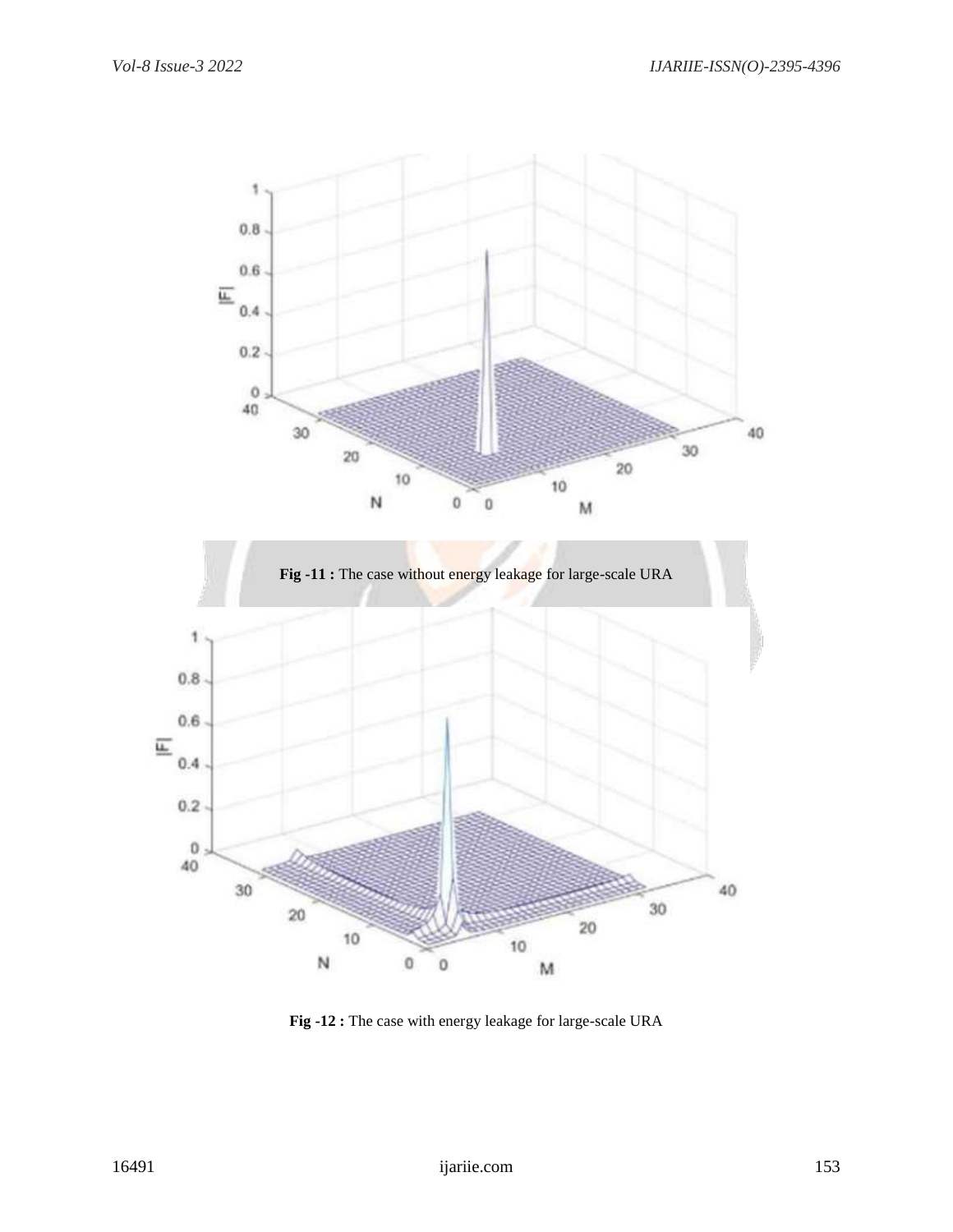**Fig -11 :** The case without energy leakage for large-scale URA

**Fig -12 :** The case with energy leakage for large-scale URA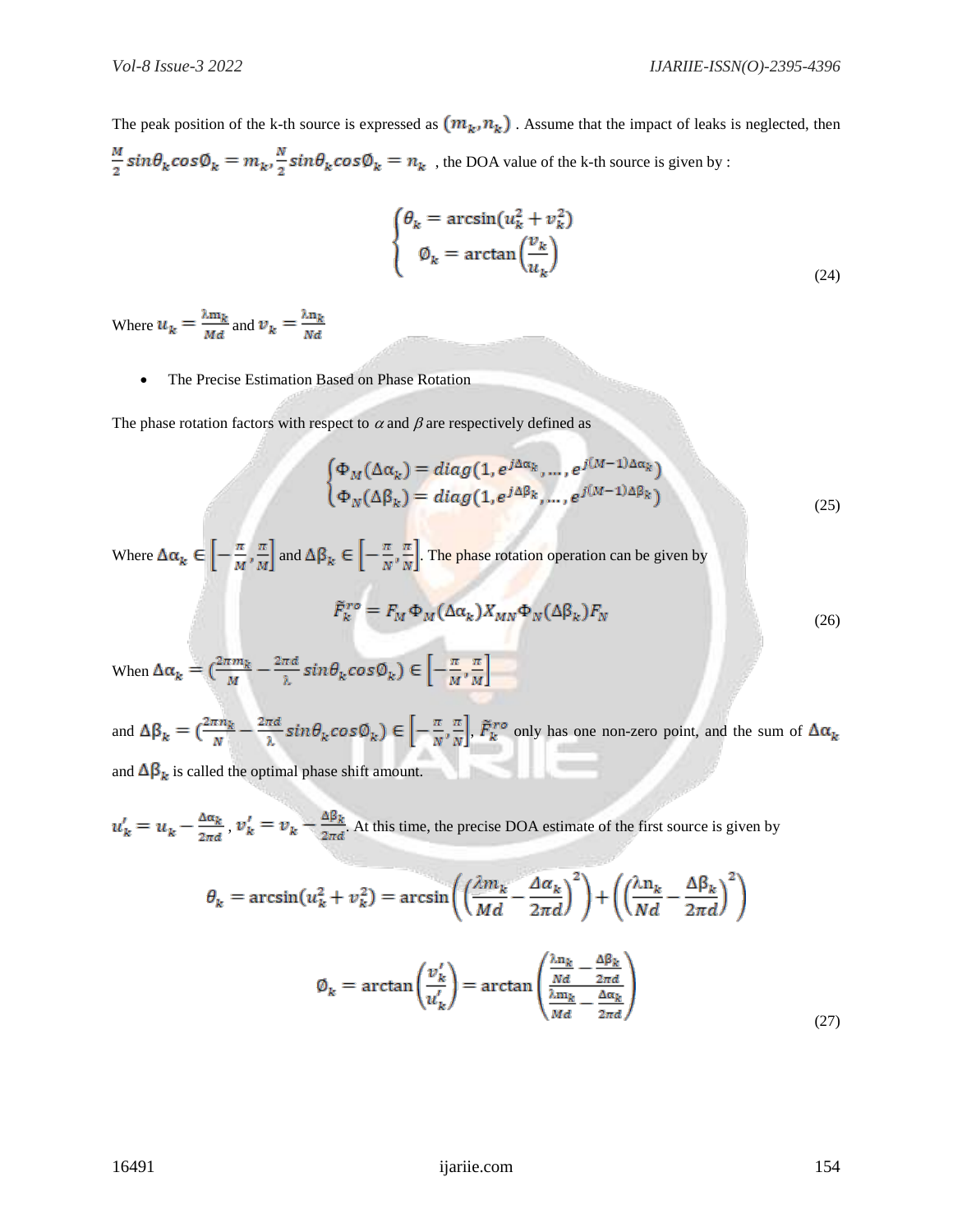The peak position of the k-th source is expressed as $(m_k, n_k)$ . Assume that the impact of leaks is neglected, then $\frac{M}{2}sin\theta_k cos\emptyset_k = m_k, \frac{N}{2}sin\theta_k cos\emptyset_k = n_k$ , the DOA value of the k-th source is given by :

$$
\begin{cases} \theta_k = \arcsin(u_k^2 + v_k^2) \\ \emptyset_k = \arctan\left(\frac{v_k}{u_k}\right) \end{cases} \tag{24}
$$

Where $u_k = \frac{\lambda m_k}{Md}$ and $v_k = \frac{\lambda n_k}{Nd}$

- The Precise Estimation Based on Phase Rotation

The phase rotation factors with respect to $\alpha$ and $\beta$ are respectively defined as

$$
\begin{cases} \Phi_M(\Delta\alpha_k) = diag(1, e^{j\Delta\alpha_k}, \dots, e^{j(M-1)\Delta\alpha_k}) \\ \Phi_N(\Delta\beta_k) = diag(1, e^{j\Delta\beta_k}, \dots, e^{j(M-1)\Delta\beta_k}) \end{cases} \tag{25}
$$

Where $\Delta\alpha_k \in \left[-\frac{\pi}{M}, \frac{\pi}{M}\right]$ and $\Delta\beta_k \in \left[-\frac{\pi}{N}, \frac{\pi}{N}\right]$. The phase rotation operation can be given by

$$
\tilde{F}_k^{ro} = F_M \Phi_M(\Delta\alpha_k) X_{MN} \Phi_N(\Delta\beta_k) F_N \tag{26}
$$

When $\Delta\alpha_k = \left(\frac{2\pi m_k}{M} - \frac{2\pi d}{\lambda} sin\theta_k cos\emptyset_k\right) \in \left[-\frac{\pi}{M}, \frac{\pi}{M}\right]$

and $\Delta\beta_k = \left(\frac{2\pi n_k}{N} - \frac{2\pi d}{\lambda} sin\theta_k cos\emptyset_k\right) \in \left[-\frac{\pi}{N}, \frac{\pi}{N}\right]$, $\tilde{F}_k^{ro}$ only has one non-zero point, and the sum of $\Delta\alpha_k$ and $\Delta\beta_k$ is called the optimal phase shift amount.

$u_k' = u_k - \frac{\Delta\alpha_k}{2\pi d}$ , $v_k' = v_k - \frac{\Delta\beta_k}{2\pi d}$. At this time, the precise DOA estimate of the first source is given by

$$
\theta_k = \arcsin(u_k^2 + v_k^2) = \arcsin\left(\left(\frac{\lambda m_k}{Md} - \frac{\Delta\alpha_k}{2\pi d}\right)^2\right) + \left(\left(\frac{\lambda n_k}{Nd} - \frac{\Delta\beta_k}{2\pi d}\right)^2\right)
$$

$$
\emptyset_k = \arctan\left(\frac{v_k'}{u_k'}\right) = \arctan\left(\frac{\frac{\lambda n_k}{Nd} - \frac{\Delta\beta_k}{2\pi d}}{\frac{\lambda m_k}{Md} - \frac{\Delta\alpha_k}{2\pi d}}\right) \tag{27}
$$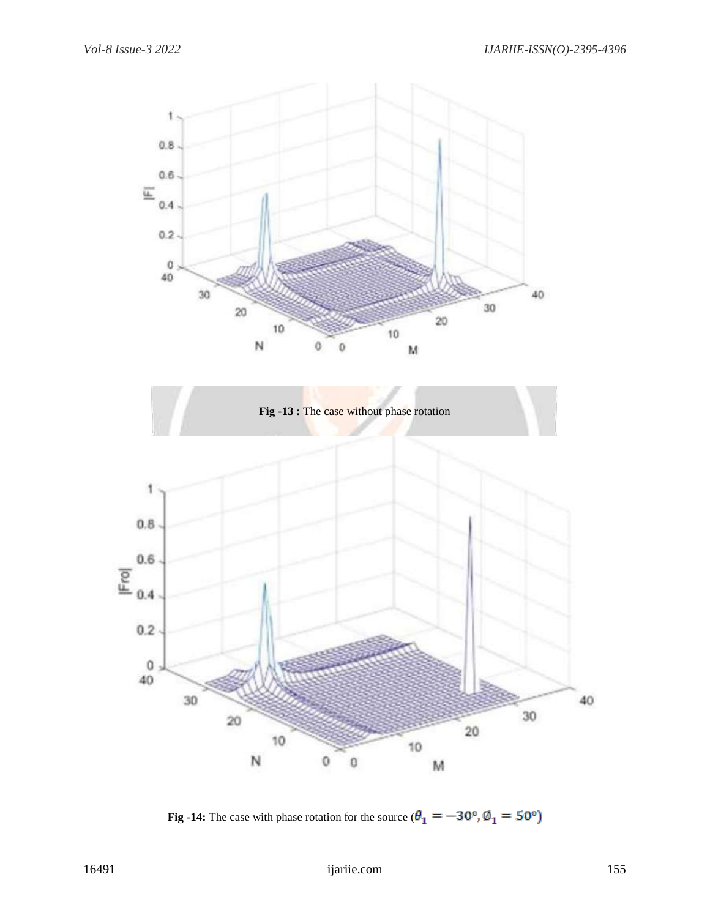**Fig -13 :** The case without phase rotation

**Fig -14:** The case with phase rotation for the source ($\theta_1 = -30°, \emptyset_1 = 50°$)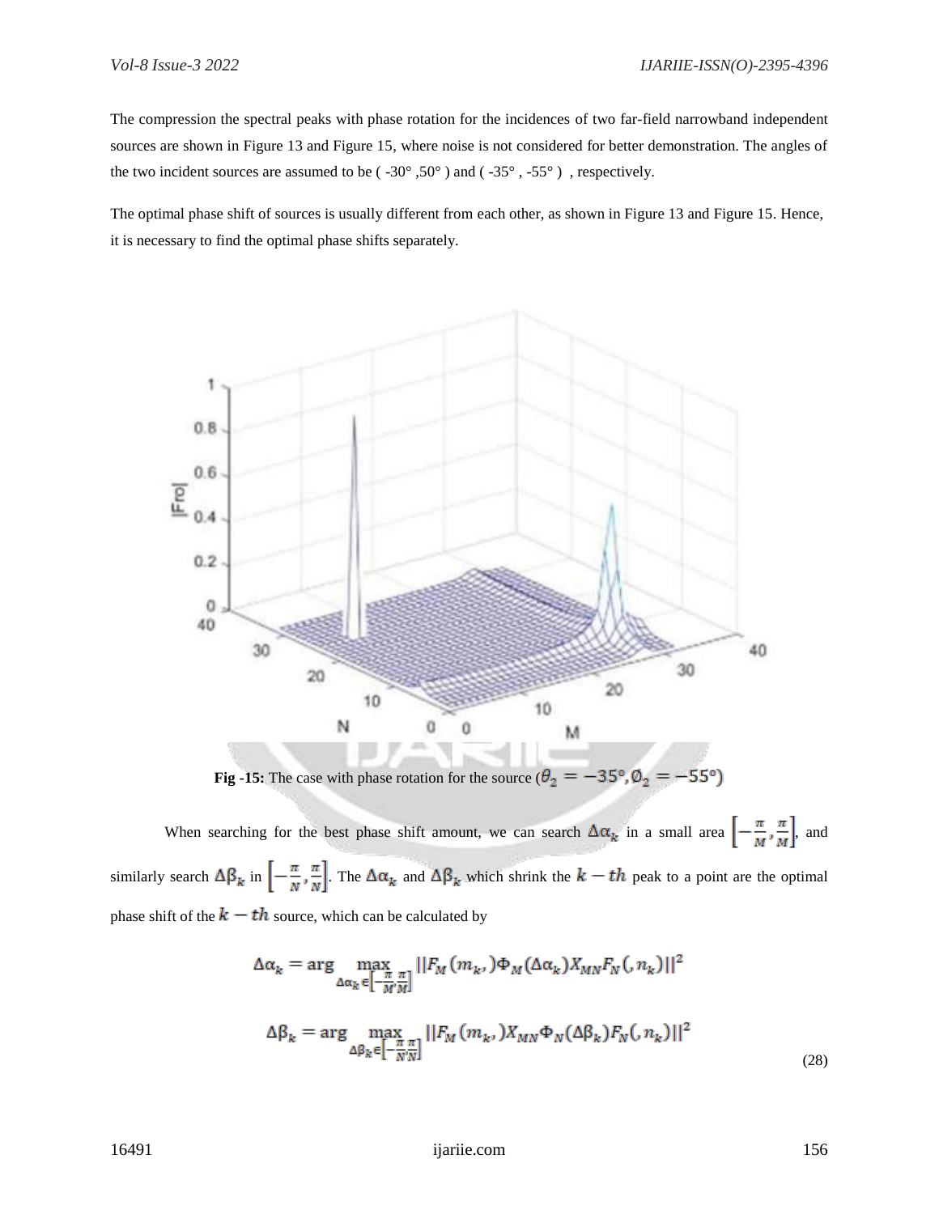The compression the spectral peaks with phase rotation for the incidences of two far-field narrowband independent sources are shown in Figure 13 and Figure 15, where noise is not considered for better demonstration. The angles of the two incident sources are assumed to be ( -30° ,50° ) and ( -35° , -55° ) , respectively.

The optimal phase shift of sources is usually different from each other, as shown in Figure 13 and Figure 15. Hence, it is necessary to find the optimal phase shifts separately.

**Fig -15:** The case with phase rotation for the source ($\theta_2 = -35°, \emptyset_2 = -55°$)

When searching for the best phase shift amount, we can search $\Delta\alpha_k$ in a small area $\left[-\frac{\pi}{M}, \frac{\pi}{M}\right]$, and similarly search $\Delta\beta_k$ in $\left[-\frac{\pi}{N}, \frac{\pi}{N}\right]$. The $\Delta\alpha_k$ and $\Delta\beta_k$ which shrink the $k-th$ peak to a point are the optimal phase shift of the $k-th$ source, which can be calculated by

$$\Delta\alpha_k = \arg \max_{\Delta\alpha_k \in \left[-\frac{\pi}{M}, \frac{\pi}{M}\right]} ||F_M(m_k,)\Phi_M(\Delta\alpha_k)X_{MN}F_N(,n_k)||^2$$

$$\Delta\beta_k = \arg \max_{\Delta\beta_k \in \left[-\frac{\pi}{N}, \frac{\pi}{N}\right]} ||F_M(m_k,)X_{MN}\Phi_N(\Delta\beta_k)F_N(,n_k)||^2 \tag{28}$$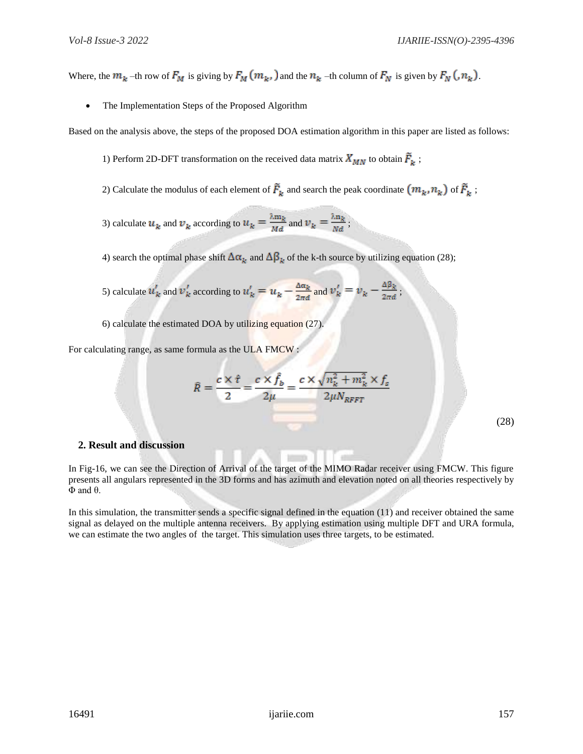Where, the $m_k$ –th row of $F_M$ is giving by $F_M(m_k,)$ and the $n_k$ –th column of $F_N$ is given by $F_N(,n_k)$.

- The Implementation Steps of the Proposed Algorithm

Based on the analysis above, the steps of the proposed DOA estimation algorithm in this paper are listed as follows:

1) Perform 2D-DFT transformation on the received data matrix $X_{MN}$ to obtain $\tilde{F}_k$ ;

2) Calculate the modulus of each element of $\tilde{F}_k$ and search the peak coordinate $(m_k, n_k)$ of $\tilde{F}_k$ ;

3) calculate $u_k$ and $v_k$ according to $u_k = \frac{\lambda m_k}{Md}$ and $v_k = \frac{\lambda n_k}{Nd}$ ;

4) search the optimal phase shift $\Delta\alpha_k$ and $\Delta\beta_k$ of the k-th source by utilizing equation (28);

5) calculate $u'_k$ and $v'_k$ according to $u'_k = u_k - \frac{\Delta\alpha_k}{2\pi d}$ and $v'_k = v_k - \frac{\Delta\beta_k}{2\pi d}$ ;

6) calculate the estimated DOA by utilizing equation (27).

For calculating range, as same formula as the ULA FMCW :

$$\hat{R} = \frac{c \times \hat{\tau}}{2} = \frac{c \times \hat{f}_b}{2\mu} = \frac{c \times \sqrt{n_k^2 + m_k^2} \times f_s}{2\mu N_{RFFT}} \tag{28}$$

## 2. Result and discussion

In Fig-16, we can see the Direction of Arrival of the target of the MIMO Radar receiver using FMCW. This figure presents all angulars represented in the 3D forms and has azimuth and elevation noted on all theories respectively by $\Phi$ and $\theta$.

In this simulation, the transmitter sends a specific signal defined in the equation (11) and receiver obtained the same signal as delayed on the multiple antenna receivers. By applying estimation using multiple DFT and URA formula, we can estimate the two angles of the target. This simulation uses three targets, to be estimated.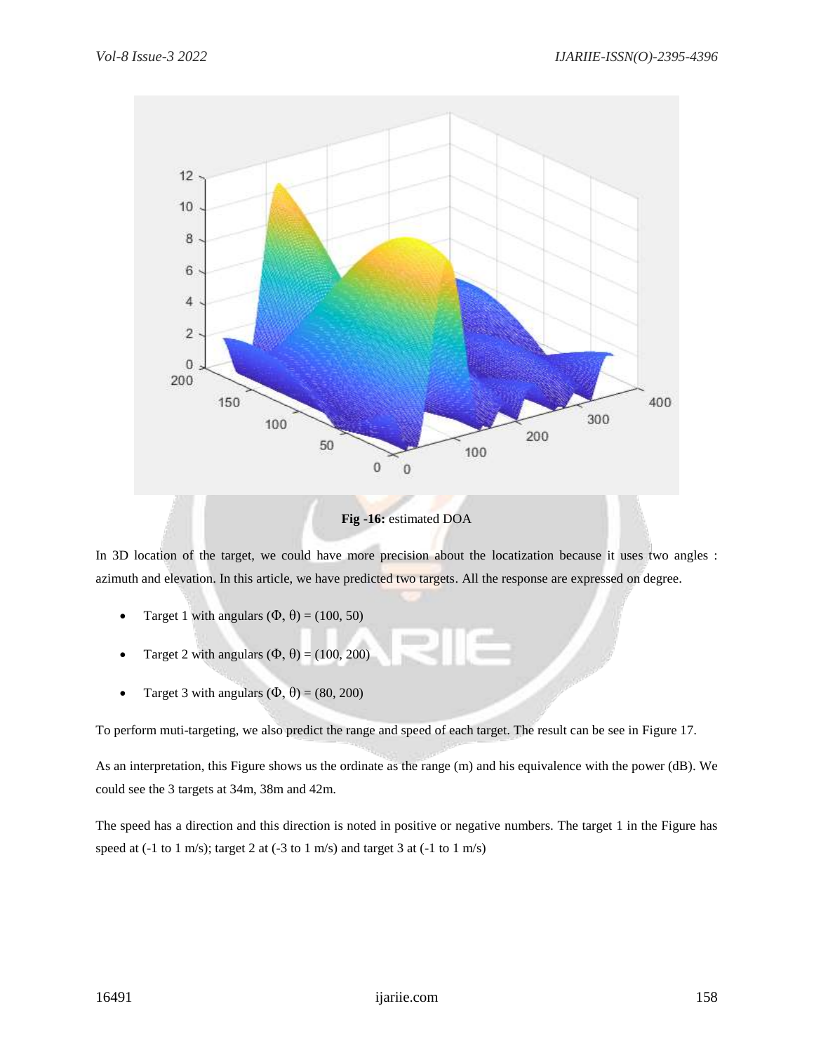**Fig -16:** estimated DOA

In 3D location of the target, we could have more precision about the locatization because it uses two angles : azimuth and elevation. In this article, we have predicted two targets. All the response are expressed on degree.

- Target 1 with angulars $(\Phi, \theta) = (100, 50)$
- Target 2 with angulars $(\Phi, \theta) = (100, 200)$
- Target 3 with angulars $(\Phi, \theta) = (80, 200)$

To perform muti-targeting, we also predict the range and speed of each target. The result can be see in Figure 17.

As an interpretation, this Figure shows us the ordinate as the range (m) and his equivalence with the power (dB). We could see the 3 targets at 34m, 38m and 42m.

The speed has a direction and this direction is noted in positive or negative numbers. The target 1 in the Figure has speed at (-1 to 1 m/s); target 2 at (-3 to 1 m/s) and target 3 at (-1 to 1 m/s)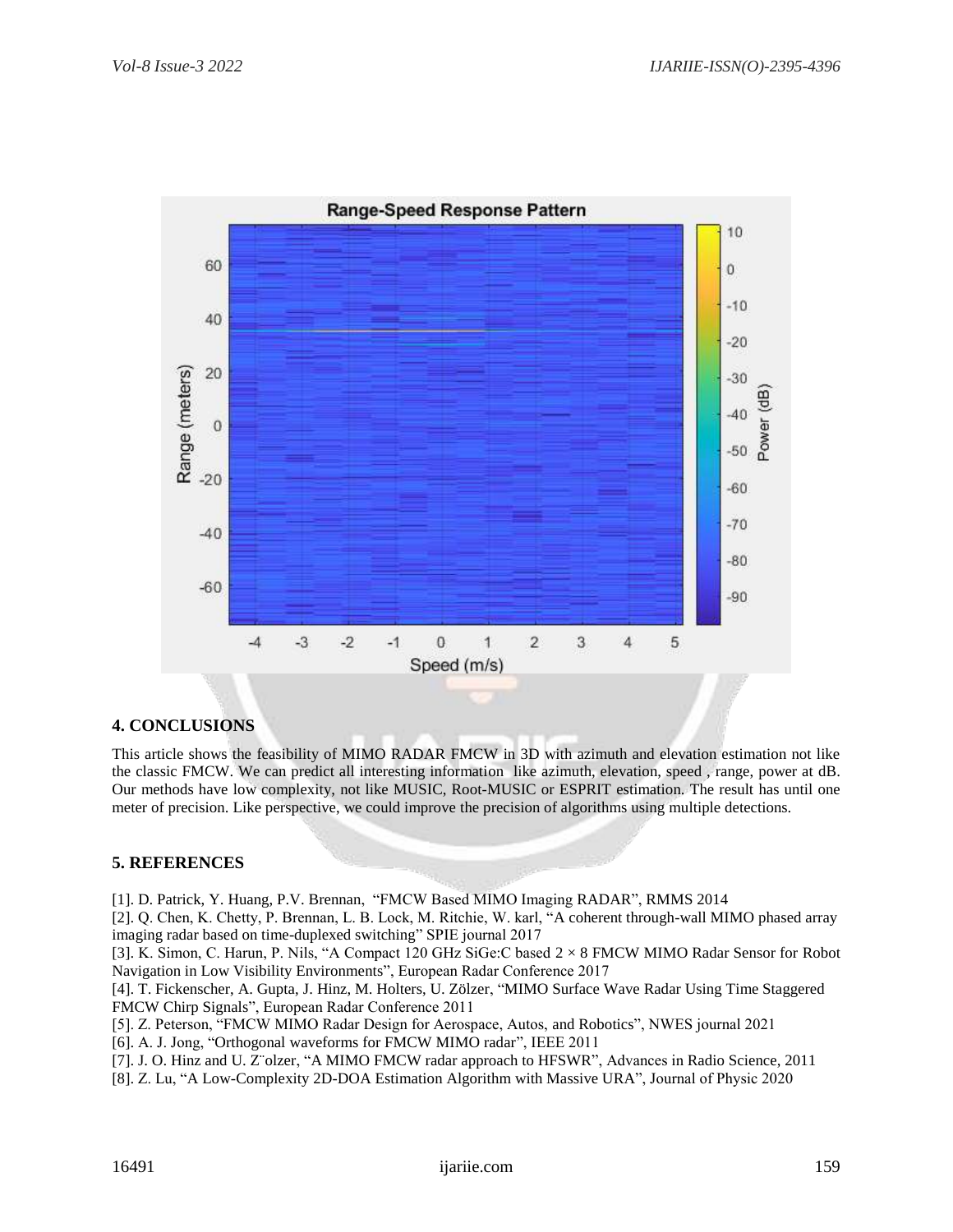## 4. CONCLUSIONS

This article shows the feasibility of MIMO RADAR FMCW in 3D with azimuth and elevation estimation not like the classic FMCW. We can predict all interesting information like azimuth, elevation, speed , range, power at dB. Our methods have low complexity, not like MUSIC, Root-MUSIC or ESPRIT estimation. The result has until one meter of precision. Like perspective, we could improve the precision of algorithms using multiple detections.

## 5. REFERENCES

[1]. D. Patrick, Y. Huang, P.V. Brennan, "FMCW Based MIMO Imaging RADAR", RMMS 2014

[2]. Q. Chen, K. Chetty, P. Brennan, L. B. Lock, M. Ritchie, W. karl, "A coherent through-wall MIMO phased array imaging radar based on time-duplexed switching" SPIE journal 2017

[3]. K. Simon, C. Harun, P. Nils, "A Compact 120 GHz SiGe:C based $2 \times 8$ FMCW MIMO Radar Sensor for Robot Navigation in Low Visibility Environments", European Radar Conference 2017

[4]. T. Fickenscher, A. Gupta, J. Hinz, M. Holters, U. Zölzer, "MIMO Surface Wave Radar Using Time Staggered FMCW Chirp Signals", European Radar Conference 2011

[5]. Z. Peterson, "FMCW MIMO Radar Design for Aerospace, Autos, and Robotics", NWES journal 2021

[6]. A. J. Jong, "Orthogonal waveforms for FMCW MIMO radar", IEEE 2011

[7]. J. O. Hinz and U. Z¨olzer, "A MIMO FMCW radar approach to HFSWR", Advances in Radio Science, 2011

[8]. Z. Lu, "A Low-Complexity 2D-DOA Estimation Algorithm with Massive URA", Journal of Physic 2020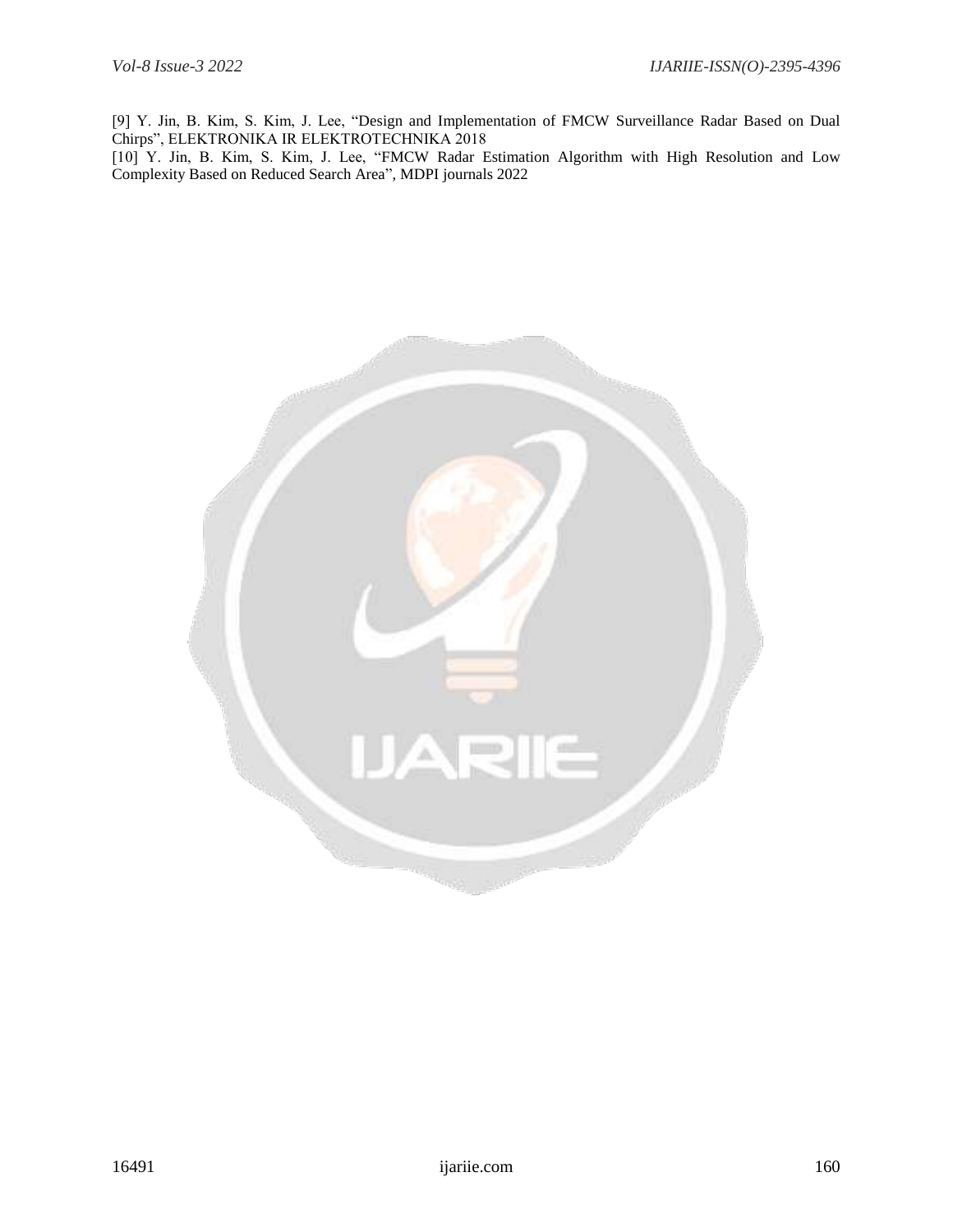[9] Y. Jin, B. Kim, S. Kim, J. Lee, "Design and Implementation of FMCW Surveillance Radar Based on Dual Chirps", ELEKTRONIKA IR ELEKTROTECHNIKA 2018

[10] Y. Jin, B. Kim, S. Kim, J. Lee, "FMCW Radar Estimation Algorithm with High Resolution and Low Complexity Based on Reduced Search Area", MDPI journals 2022